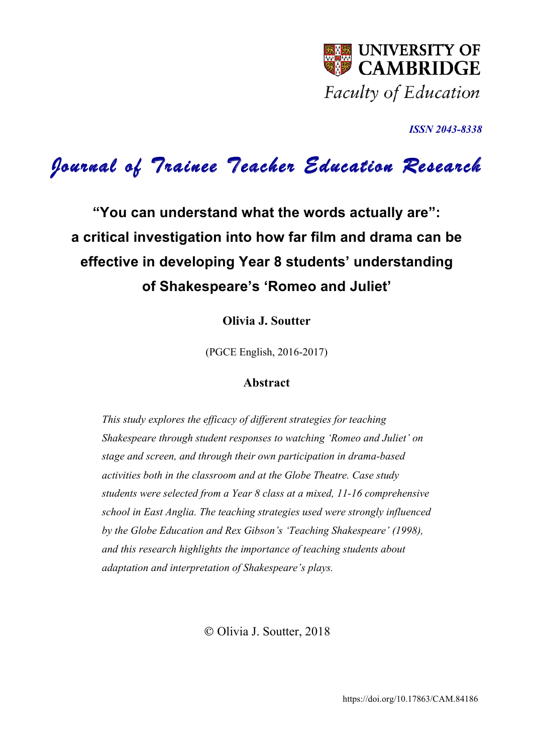UNIVERSITY OF CAMBRIDGE

Faculty of Education

***ISSN 2043-8338***

# *Journal of Trainee Teacher Education Research*

## "You can understand what the words actually are": a critical investigation into how far film and drama can be effective in developing Year 8 students' understanding of Shakespeare's 'Romeo and Juliet'

**Olivia J. Soutter**

(PGCE English, 2016-2017)

### Abstract

*This study explores the efficacy of different strategies for teaching Shakespeare through student responses to watching 'Romeo and Juliet' on stage and screen, and through their own participation in drama-based activities both in the classroom and at the Globe Theatre. Case study students were selected from a Year 8 class at a mixed, 11-16 comprehensive school in East Anglia. The teaching strategies used were strongly influenced by the Globe Education and Rex Gibson's 'Teaching Shakespeare' (1998), and this research highlights the importance of teaching students about adaptation and interpretation of Shakespeare's plays.*

© Olivia J. Soutter, 2018

https://doi.org/10.17863/CAM.84186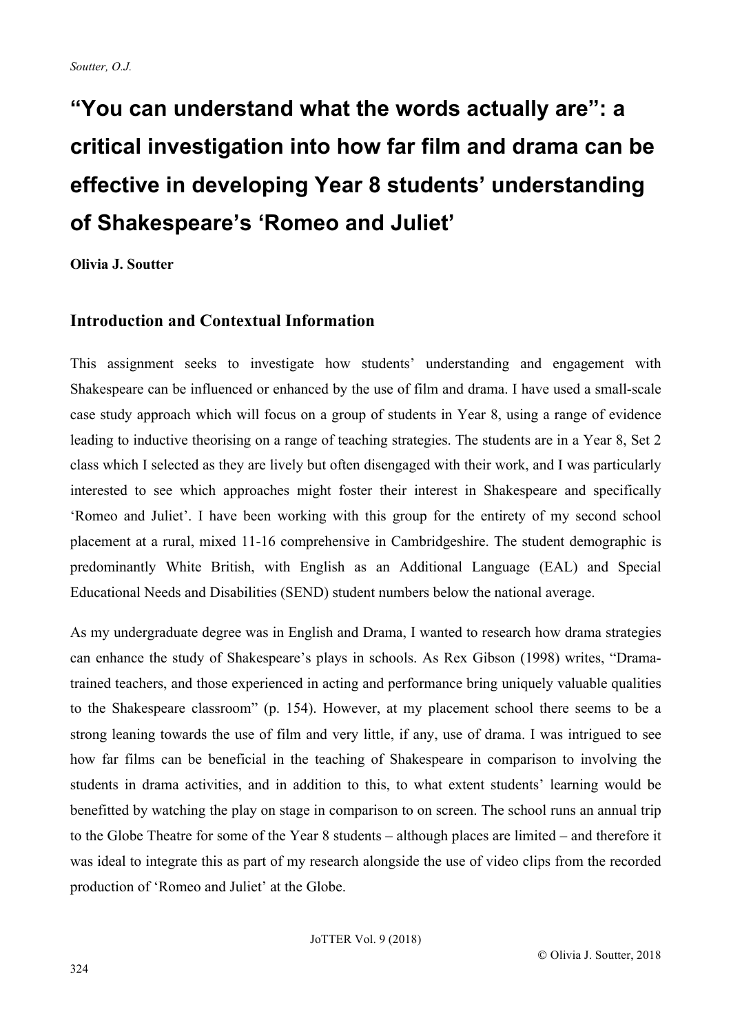# "You can understand what the words actually are": a critical investigation into how far film and drama can be effective in developing Year 8 students' understanding of Shakespeare's 'Romeo and Juliet'

**Olivia J. Soutter**

## Introduction and Contextual Information

This assignment seeks to investigate how students' understanding and engagement with Shakespeare can be influenced or enhanced by the use of film and drama. I have used a small-scale case study approach which will focus on a group of students in Year 8, using a range of evidence leading to inductive theorising on a range of teaching strategies. The students are in a Year 8, Set 2 class which I selected as they are lively but often disengaged with their work, and I was particularly interested to see which approaches might foster their interest in Shakespeare and specifically 'Romeo and Juliet'. I have been working with this group for the entirety of my second school placement at a rural, mixed 11-16 comprehensive in Cambridgeshire. The student demographic is predominantly White British, with English as an Additional Language (EAL) and Special Educational Needs and Disabilities (SEND) student numbers below the national average.

As my undergraduate degree was in English and Drama, I wanted to research how drama strategies can enhance the study of Shakespeare's plays in schools. As Rex Gibson (1998) writes, "Drama-trained teachers, and those experienced in acting and performance bring uniquely valuable qualities to the Shakespeare classroom" (p. 154). However, at my placement school there seems to be a strong leaning towards the use of film and very little, if any, use of drama. I was intrigued to see how far films can be beneficial in the teaching of Shakespeare in comparison to involving the students in drama activities, and in addition to this, to what extent students' learning would be benefitted by watching the play on stage in comparison to on screen. The school runs an annual trip to the Globe Theatre for some of the Year 8 students – although places are limited – and therefore it was ideal to integrate this as part of my research alongside the use of video clips from the recorded production of 'Romeo and Juliet' at the Globe.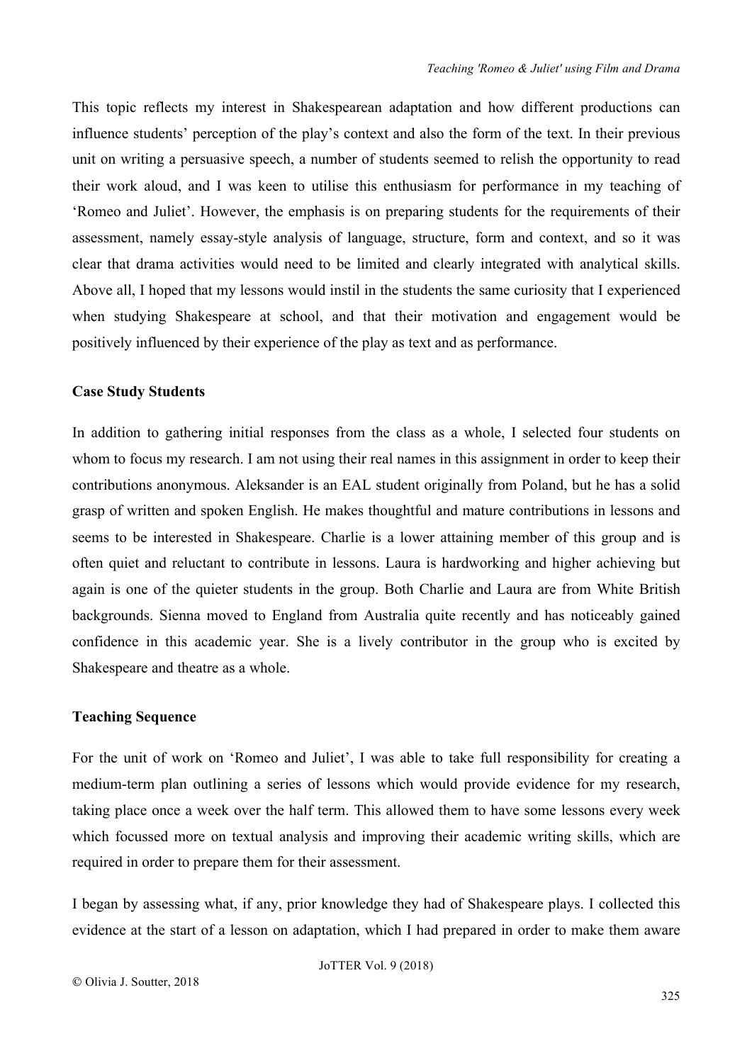This topic reflects my interest in Shakespearean adaptation and how different productions can influence students' perception of the play's context and also the form of the text. In their previous unit on writing a persuasive speech, a number of students seemed to relish the opportunity to read their work aloud, and I was keen to utilise this enthusiasm for performance in my teaching of 'Romeo and Juliet'. However, the emphasis is on preparing students for the requirements of their assessment, namely essay-style analysis of language, structure, form and context, and so it was clear that drama activities would need to be limited and clearly integrated with analytical skills. Above all, I hoped that my lessons would instil in the students the same curiosity that I experienced when studying Shakespeare at school, and that their motivation and engagement would be positively influenced by their experience of the play as text and as performance.

**Case Study Students**

In addition to gathering initial responses from the class as a whole, I selected four students on whom to focus my research. I am not using their real names in this assignment in order to keep their contributions anonymous. Aleksander is an EAL student originally from Poland, but he has a solid grasp of written and spoken English. He makes thoughtful and mature contributions in lessons and seems to be interested in Shakespeare. Charlie is a lower attaining member of this group and is often quiet and reluctant to contribute in lessons. Laura is hardworking and higher achieving but again is one of the quieter students in the group. Both Charlie and Laura are from White British backgrounds. Sienna moved to England from Australia quite recently and has noticeably gained confidence in this academic year. She is a lively contributor in the group who is excited by Shakespeare and theatre as a whole.

**Teaching Sequence**

For the unit of work on 'Romeo and Juliet', I was able to take full responsibility for creating a medium-term plan outlining a series of lessons which would provide evidence for my research, taking place once a week over the half term. This allowed them to have some lessons every week which focussed more on textual analysis and improving their academic writing skills, which are required in order to prepare them for their assessment.

I began by assessing what, if any, prior knowledge they had of Shakespeare plays. I collected this evidence at the start of a lesson on adaptation, which I had prepared in order to make them aware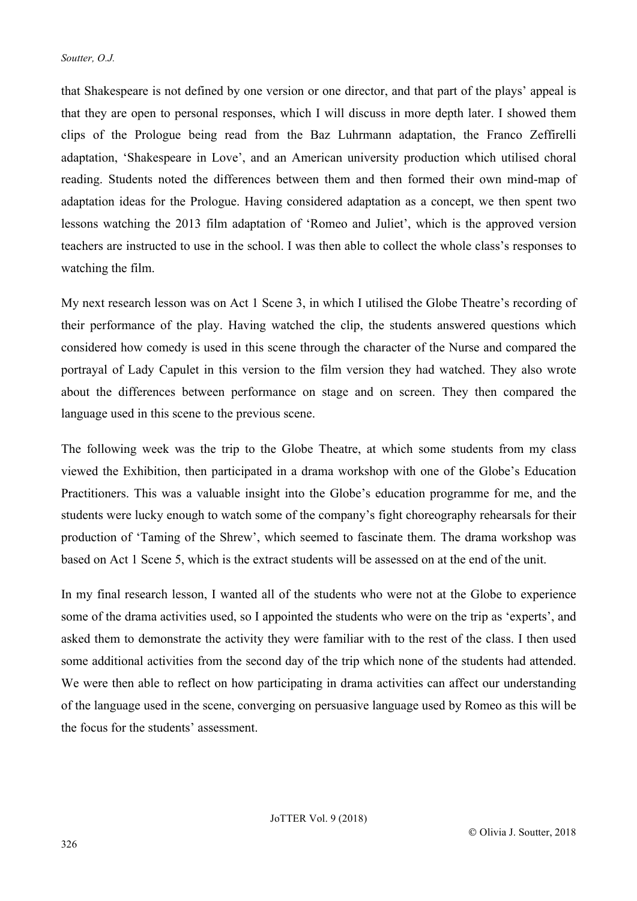that Shakespeare is not defined by one version or one director, and that part of the plays' appeal is that they are open to personal responses, which I will discuss in more depth later. I showed them clips of the Prologue being read from the Baz Luhrmann adaptation, the Franco Zeffirelli adaptation, 'Shakespeare in Love', and an American university production which utilised choral reading. Students noted the differences between them and then formed their own mind-map of adaptation ideas for the Prologue. Having considered adaptation as a concept, we then spent two lessons watching the 2013 film adaptation of 'Romeo and Juliet', which is the approved version teachers are instructed to use in the school. I was then able to collect the whole class's responses to watching the film.

My next research lesson was on Act 1 Scene 3, in which I utilised the Globe Theatre's recording of their performance of the play. Having watched the clip, the students answered questions which considered how comedy is used in this scene through the character of the Nurse and compared the portrayal of Lady Capulet in this version to the film version they had watched. They also wrote about the differences between performance on stage and on screen. They then compared the language used in this scene to the previous scene.

The following week was the trip to the Globe Theatre, at which some students from my class viewed the Exhibition, then participated in a drama workshop with one of the Globe's Education Practitioners. This was a valuable insight into the Globe's education programme for me, and the students were lucky enough to watch some of the company's fight choreography rehearsals for their production of 'Taming of the Shrew', which seemed to fascinate them. The drama workshop was based on Act 1 Scene 5, which is the extract students will be assessed on at the end of the unit.

In my final research lesson, I wanted all of the students who were not at the Globe to experience some of the drama activities used, so I appointed the students who were on the trip as 'experts', and asked them to demonstrate the activity they were familiar with to the rest of the class. I then used some additional activities from the second day of the trip which none of the students had attended. We were then able to reflect on how participating in drama activities can affect our understanding of the language used in the scene, converging on persuasive language used by Romeo as this will be the focus for the students' assessment.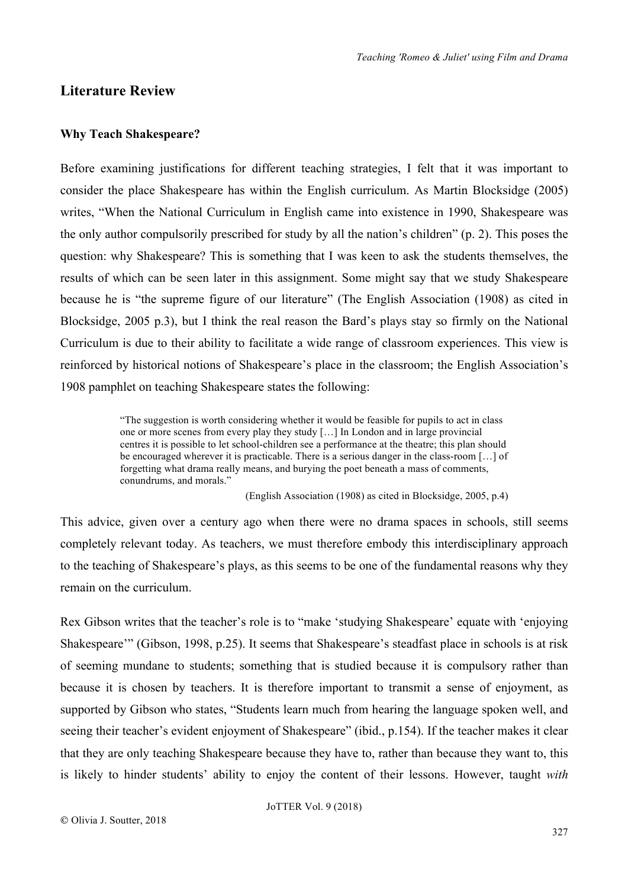## Literature Review

### Why Teach Shakespeare?

Before examining justifications for different teaching strategies, I felt that it was important to consider the place Shakespeare has within the English curriculum. As Martin Blocksidge (2005) writes, "When the National Curriculum in English came into existence in 1990, Shakespeare was the only author compulsorily prescribed for study by all the nation's children" (p. 2). This poses the question: why Shakespeare? This is something that I was keen to ask the students themselves, the results of which can be seen later in this assignment. Some might say that we study Shakespeare because he is "the supreme figure of our literature" (The English Association (1908) as cited in Blocksidge, 2005 p.3), but I think the real reason the Bard's plays stay so firmly on the National Curriculum is due to their ability to facilitate a wide range of classroom experiences. This view is reinforced by historical notions of Shakespeare's place in the classroom; the English Association's 1908 pamphlet on teaching Shakespeare states the following:

> "The suggestion is worth considering whether it would be feasible for pupils to act in class one or more scenes from every play they study […] In London and in large provincial centres it is possible to let school-children see a performance at the theatre; this plan should be encouraged wherever it is practicable. There is a serious danger in the class-room […] of forgetting what drama really means, and burying the poet beneath a mass of comments, conundrums, and morals."
>
> (English Association (1908) as cited in Blocksidge, 2005, p.4)

This advice, given over a century ago when there were no drama spaces in schools, still seems completely relevant today. As teachers, we must therefore embody this interdisciplinary approach to the teaching of Shakespeare's plays, as this seems to be one of the fundamental reasons why they remain on the curriculum.

Rex Gibson writes that the teacher's role is to "make 'studying Shakespeare' equate with 'enjoying Shakespeare'" (Gibson, 1998, p.25). It seems that Shakespeare's steadfast place in schools is at risk of seeming mundane to students; something that is studied because it is compulsory rather than because it is chosen by teachers. It is therefore important to transmit a sense of enjoyment, as supported by Gibson who states, "Students learn much from hearing the language spoken well, and seeing their teacher's evident enjoyment of Shakespeare" (ibid., p.154). If the teacher makes it clear that they are only teaching Shakespeare because they have to, rather than because they want to, this is likely to hinder students' ability to enjoy the content of their lessons. However, taught *with*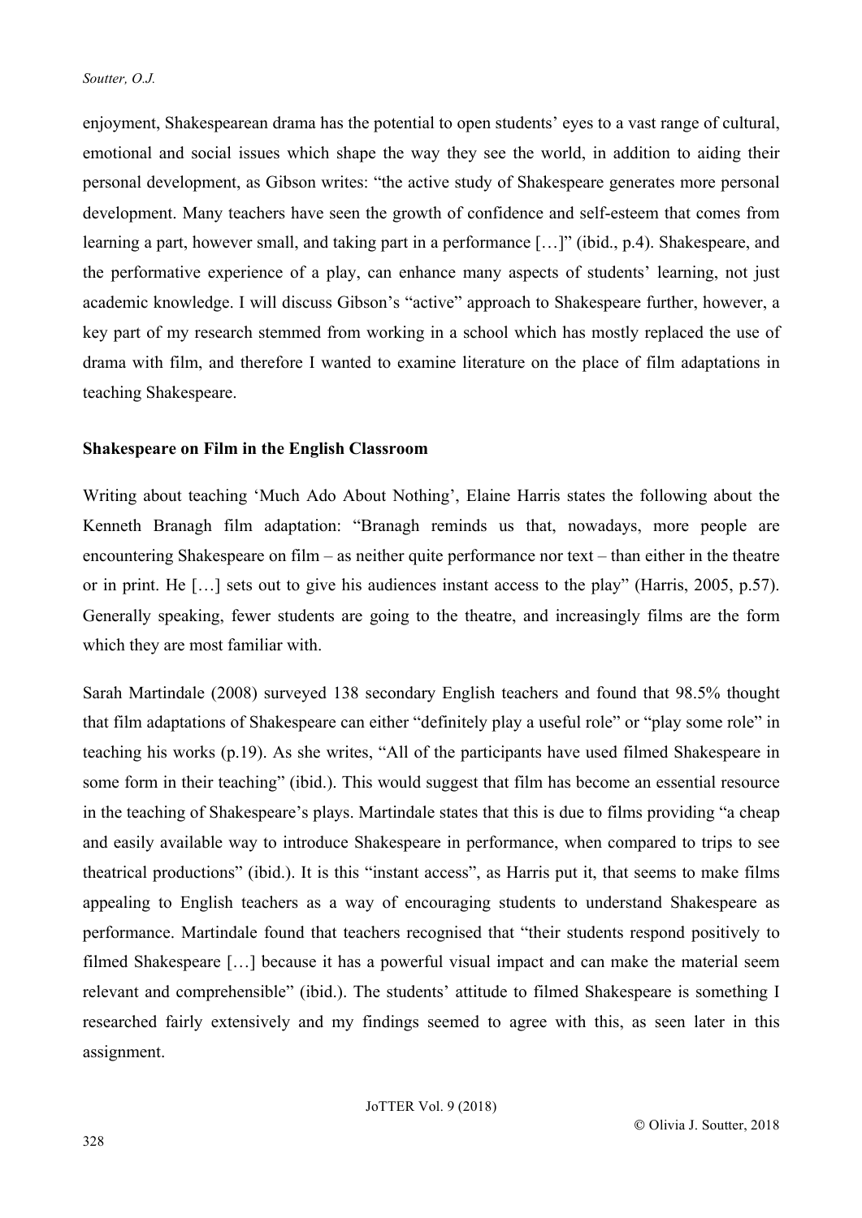enjoyment, Shakespearean drama has the potential to open students' eyes to a vast range of cultural, emotional and social issues which shape the way they see the world, in addition to aiding their personal development, as Gibson writes: "the active study of Shakespeare generates more personal development. Many teachers have seen the growth of confidence and self-esteem that comes from learning a part, however small, and taking part in a performance […]" (ibid., p.4). Shakespeare, and the performative experience of a play, can enhance many aspects of students' learning, not just academic knowledge. I will discuss Gibson's "active" approach to Shakespeare further, however, a key part of my research stemmed from working in a school which has mostly replaced the use of drama with film, and therefore I wanted to examine literature on the place of film adaptations in teaching Shakespeare.

**Shakespeare on Film in the English Classroom**

Writing about teaching 'Much Ado About Nothing', Elaine Harris states the following about the Kenneth Branagh film adaptation: "Branagh reminds us that, nowadays, more people are encountering Shakespeare on film – as neither quite performance nor text – than either in the theatre or in print. He […] sets out to give his audiences instant access to the play" (Harris, 2005, p.57). Generally speaking, fewer students are going to the theatre, and increasingly films are the form which they are most familiar with.

Sarah Martindale (2008) surveyed 138 secondary English teachers and found that 98.5% thought that film adaptations of Shakespeare can either "definitely play a useful role" or "play some role" in teaching his works (p.19). As she writes, "All of the participants have used filmed Shakespeare in some form in their teaching" (ibid.). This would suggest that film has become an essential resource in the teaching of Shakespeare's plays. Martindale states that this is due to films providing "a cheap and easily available way to introduce Shakespeare in performance, when compared to trips to see theatrical productions" (ibid.). It is this "instant access", as Harris put it, that seems to make films appealing to English teachers as a way of encouraging students to understand Shakespeare as performance. Martindale found that teachers recognised that "their students respond positively to filmed Shakespeare […] because it has a powerful visual impact and can make the material seem relevant and comprehensible" (ibid.). The students' attitude to filmed Shakespeare is something I researched fairly extensively and my findings seemed to agree with this, as seen later in this assignment.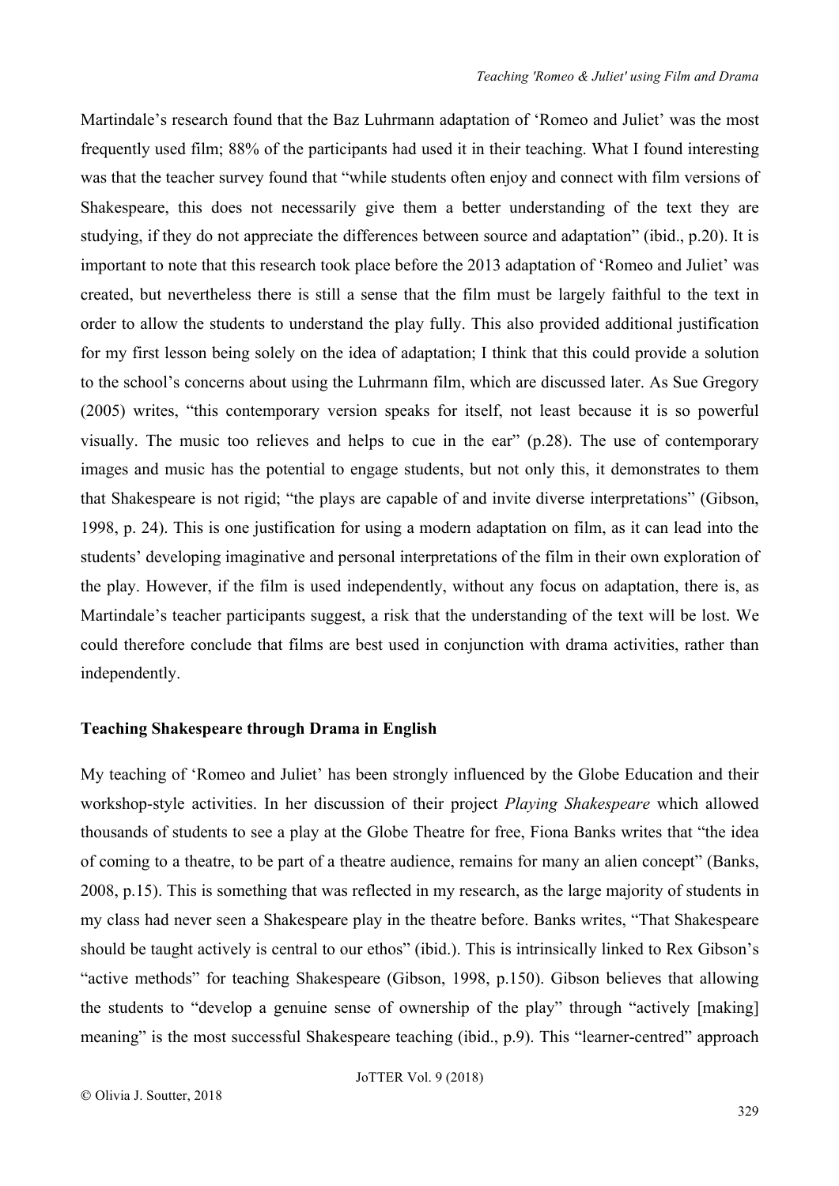Martindale's research found that the Baz Luhrmann adaptation of 'Romeo and Juliet' was the most frequently used film; 88% of the participants had used it in their teaching. What I found interesting was that the teacher survey found that "while students often enjoy and connect with film versions of Shakespeare, this does not necessarily give them a better understanding of the text they are studying, if they do not appreciate the differences between source and adaptation" (ibid., p.20). It is important to note that this research took place before the 2013 adaptation of 'Romeo and Juliet' was created, but nevertheless there is still a sense that the film must be largely faithful to the text in order to allow the students to understand the play fully. This also provided additional justification for my first lesson being solely on the idea of adaptation; I think that this could provide a solution to the school's concerns about using the Luhrmann film, which are discussed later. As Sue Gregory (2005) writes, "this contemporary version speaks for itself, not least because it is so powerful visually. The music too relieves and helps to cue in the ear" (p.28). The use of contemporary images and music has the potential to engage students, but not only this, it demonstrates to them that Shakespeare is not rigid; "the plays are capable of and invite diverse interpretations" (Gibson, 1998, p. 24). This is one justification for using a modern adaptation on film, as it can lead into the students' developing imaginative and personal interpretations of the film in their own exploration of the play. However, if the film is used independently, without any focus on adaptation, there is, as Martindale's teacher participants suggest, a risk that the understanding of the text will be lost. We could therefore conclude that films are best used in conjunction with drama activities, rather than independently.

**Teaching Shakespeare through Drama in English**

My teaching of 'Romeo and Juliet' has been strongly influenced by the Globe Education and their workshop-style activities. In her discussion of their project *Playing Shakespeare* which allowed thousands of students to see a play at the Globe Theatre for free, Fiona Banks writes that "the idea of coming to a theatre, to be part of a theatre audience, remains for many an alien concept" (Banks, 2008, p.15). This is something that was reflected in my research, as the large majority of students in my class had never seen a Shakespeare play in the theatre before. Banks writes, "That Shakespeare should be taught actively is central to our ethos" (ibid.). This is intrinsically linked to Rex Gibson's "active methods" for teaching Shakespeare (Gibson, 1998, p.150). Gibson believes that allowing the students to "develop a genuine sense of ownership of the play" through "actively [making] meaning" is the most successful Shakespeare teaching (ibid., p.9). This "learner-centred" approach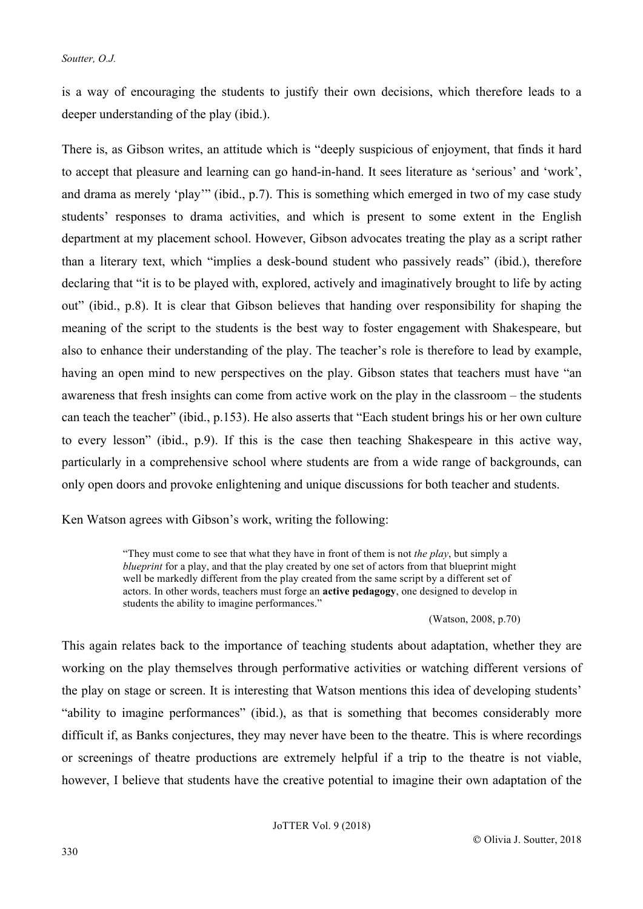is a way of encouraging the students to justify their own decisions, which therefore leads to a deeper understanding of the play (ibid.).

There is, as Gibson writes, an attitude which is "deeply suspicious of enjoyment, that finds it hard to accept that pleasure and learning can go hand-in-hand. It sees literature as 'serious' and 'work', and drama as merely 'play'" (ibid., p.7). This is something which emerged in two of my case study students' responses to drama activities, and which is present to some extent in the English department at my placement school. However, Gibson advocates treating the play as a script rather than a literary text, which "implies a desk-bound student who passively reads" (ibid.), therefore declaring that "it is to be played with, explored, actively and imaginatively brought to life by acting out" (ibid., p.8). It is clear that Gibson believes that handing over responsibility for shaping the meaning of the script to the students is the best way to foster engagement with Shakespeare, but also to enhance their understanding of the play. The teacher's role is therefore to lead by example, having an open mind to new perspectives on the play. Gibson states that teachers must have "an awareness that fresh insights can come from active work on the play in the classroom – the students can teach the teacher" (ibid., p.153). He also asserts that "Each student brings his or her own culture to every lesson" (ibid., p.9). If this is the case then teaching Shakespeare in this active way, particularly in a comprehensive school where students are from a wide range of backgrounds, can only open doors and provoke enlightening and unique discussions for both teacher and students.

Ken Watson agrees with Gibson's work, writing the following:

> "They must come to see that what they have in front of them is not *the play*, but simply a *blueprint* for a play, and that the play created by one set of actors from that blueprint might well be markedly different from the play created from the same script by a different set of actors. In other words, teachers must forge an **active pedagogy**, one designed to develop in students the ability to imagine performances."
>
> (Watson, 2008, p.70)

This again relates back to the importance of teaching students about adaptation, whether they are working on the play themselves through performative activities or watching different versions of the play on stage or screen. It is interesting that Watson mentions this idea of developing students' "ability to imagine performances" (ibid.), as that is something that becomes considerably more difficult if, as Banks conjectures, they may never have been to the theatre. This is where recordings or screenings of theatre productions are extremely helpful if a trip to the theatre is not viable, however, I believe that students have the creative potential to imagine their own adaptation of the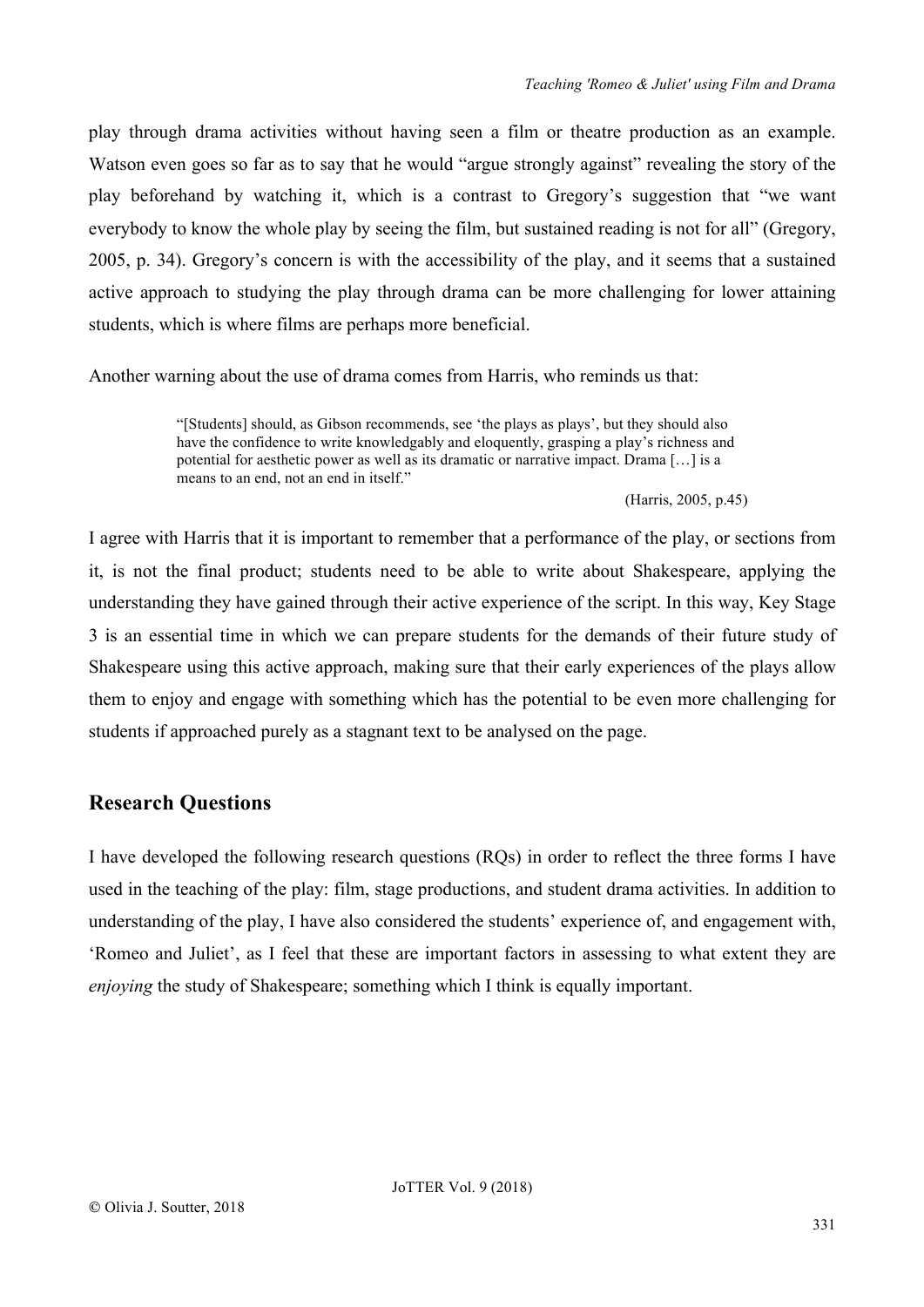play through drama activities without having seen a film or theatre production as an example. Watson even goes so far as to say that he would "argue strongly against" revealing the story of the play beforehand by watching it, which is a contrast to Gregory's suggestion that "we want everybody to know the whole play by seeing the film, but sustained reading is not for all" (Gregory, 2005, p. 34). Gregory's concern is with the accessibility of the play, and it seems that a sustained active approach to studying the play through drama can be more challenging for lower attaining students, which is where films are perhaps more beneficial.

Another warning about the use of drama comes from Harris, who reminds us that:

> "[Students] should, as Gibson recommends, see 'the plays as plays', but they should also have the confidence to write knowledgably and eloquently, grasping a play's richness and potential for aesthetic power as well as its dramatic or narrative impact. Drama […] is a means to an end, not an end in itself."
>
> (Harris, 2005, p.45)

I agree with Harris that it is important to remember that a performance of the play, or sections from it, is not the final product; students need to be able to write about Shakespeare, applying the understanding they have gained through their active experience of the script. In this way, Key Stage 3 is an essential time in which we can prepare students for the demands of their future study of Shakespeare using this active approach, making sure that their early experiences of the plays allow them to enjoy and engage with something which has the potential to be even more challenging for students if approached purely as a stagnant text to be analysed on the page.

## Research Questions

I have developed the following research questions (RQs) in order to reflect the three forms I have used in the teaching of the play: film, stage productions, and student drama activities. In addition to understanding of the play, I have also considered the students' experience of, and engagement with, 'Romeo and Juliet', as I feel that these are important factors in assessing to what extent they are *enjoying* the study of Shakespeare; something which I think is equally important.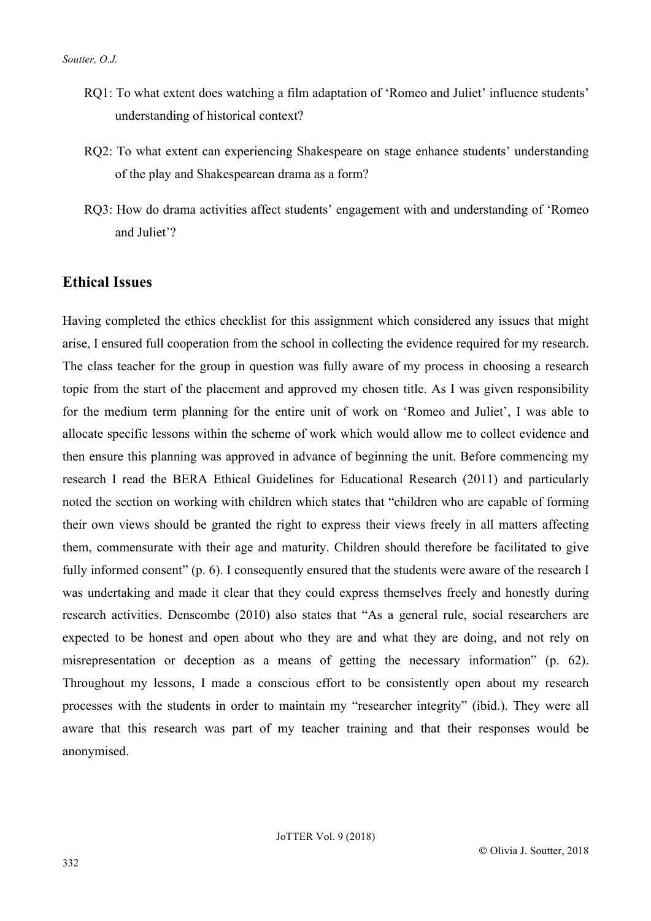RQ1: To what extent does watching a film adaptation of 'Romeo and Juliet' influence students' understanding of historical context?

RQ2: To what extent can experiencing Shakespeare on stage enhance students' understanding of the play and Shakespearean drama as a form?

RQ3: How do drama activities affect students' engagement with and understanding of 'Romeo and Juliet'?

## Ethical Issues

Having completed the ethics checklist for this assignment which considered any issues that might arise, I ensured full cooperation from the school in collecting the evidence required for my research. The class teacher for the group in question was fully aware of my process in choosing a research topic from the start of the placement and approved my chosen title. As I was given responsibility for the medium term planning for the entire unit of work on 'Romeo and Juliet', I was able to allocate specific lessons within the scheme of work which would allow me to collect evidence and then ensure this planning was approved in advance of beginning the unit. Before commencing my research I read the BERA Ethical Guidelines for Educational Research (2011) and particularly noted the section on working with children which states that "children who are capable of forming their own views should be granted the right to express their views freely in all matters affecting them, commensurate with their age and maturity. Children should therefore be facilitated to give fully informed consent" (p. 6). I consequently ensured that the students were aware of the research I was undertaking and made it clear that they could express themselves freely and honestly during research activities. Denscombe (2010) also states that "As a general rule, social researchers are expected to be honest and open about who they are and what they are doing, and not rely on misrepresentation or deception as a means of getting the necessary information" (p. 62). Throughout my lessons, I made a conscious effort to be consistently open about my research processes with the students in order to maintain my "researcher integrity" (ibid.). They were all aware that this research was part of my teacher training and that their responses would be anonymised.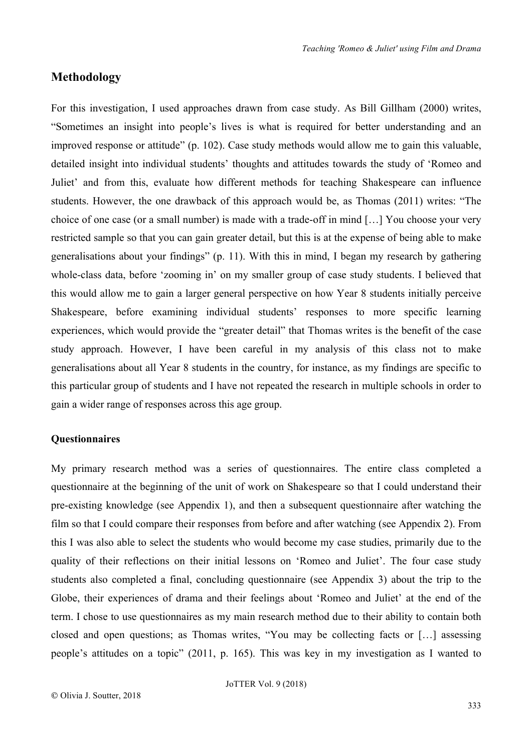## Methodology

For this investigation, I used approaches drawn from case study. As Bill Gillham (2000) writes, "Sometimes an insight into people's lives is what is required for better understanding and an improved response or attitude" (p. 102). Case study methods would allow me to gain this valuable, detailed insight into individual students' thoughts and attitudes towards the study of 'Romeo and Juliet' and from this, evaluate how different methods for teaching Shakespeare can influence students. However, the one drawback of this approach would be, as Thomas (2011) writes: "The choice of one case (or a small number) is made with a trade-off in mind […] You choose your very restricted sample so that you can gain greater detail, but this is at the expense of being able to make generalisations about your findings" (p. 11). With this in mind, I began my research by gathering whole-class data, before 'zooming in' on my smaller group of case study students. I believed that this would allow me to gain a larger general perspective on how Year 8 students initially perceive Shakespeare, before examining individual students' responses to more specific learning experiences, which would provide the "greater detail" that Thomas writes is the benefit of the case study approach. However, I have been careful in my analysis of this class not to make generalisations about all Year 8 students in the country, for instance, as my findings are specific to this particular group of students and I have not repeated the research in multiple schools in order to gain a wider range of responses across this age group.

### Questionnaires

My primary research method was a series of questionnaires. The entire class completed a questionnaire at the beginning of the unit of work on Shakespeare so that I could understand their pre-existing knowledge (see Appendix 1), and then a subsequent questionnaire after watching the film so that I could compare their responses from before and after watching (see Appendix 2). From this I was also able to select the students who would become my case studies, primarily due to the quality of their reflections on their initial lessons on 'Romeo and Juliet'. The four case study students also completed a final, concluding questionnaire (see Appendix 3) about the trip to the Globe, their experiences of drama and their feelings about 'Romeo and Juliet' at the end of the term. I chose to use questionnaires as my main research method due to their ability to contain both closed and open questions; as Thomas writes, "You may be collecting facts or […] assessing people's attitudes on a topic" (2011, p. 165). This was key in my investigation as I wanted to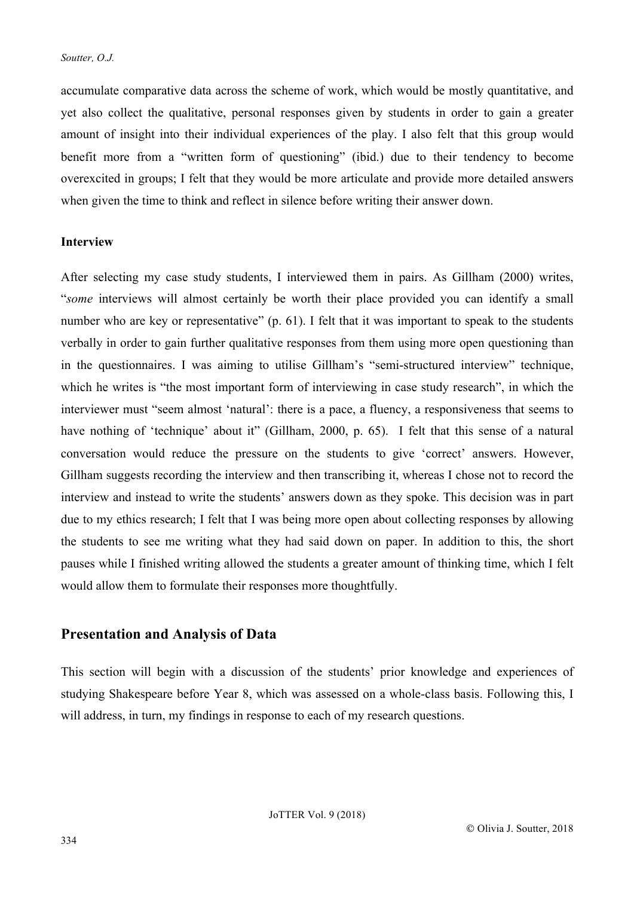accumulate comparative data across the scheme of work, which would be mostly quantitative, and yet also collect the qualitative, personal responses given by students in order to gain a greater amount of insight into their individual experiences of the play. I also felt that this group would benefit more from a "written form of questioning" (ibid.) due to their tendency to become overexcited in groups; I felt that they would be more articulate and provide more detailed answers when given the time to think and reflect in silence before writing their answer down.

**Interview**

After selecting my case study students, I interviewed them in pairs. As Gillham (2000) writes, "*some* interviews will almost certainly be worth their place provided you can identify a small number who are key or representative" (p. 61). I felt that it was important to speak to the students verbally in order to gain further qualitative responses from them using more open questioning than in the questionnaires. I was aiming to utilise Gillham's "semi-structured interview" technique, which he writes is "the most important form of interviewing in case study research", in which the interviewer must "seem almost 'natural': there is a pace, a fluency, a responsiveness that seems to have nothing of 'technique' about it" (Gillham, 2000, p. 65). I felt that this sense of a natural conversation would reduce the pressure on the students to give 'correct' answers. However, Gillham suggests recording the interview and then transcribing it, whereas I chose not to record the interview and instead to write the students' answers down as they spoke. This decision was in part due to my ethics research; I felt that I was being more open about collecting responses by allowing the students to see me writing what they had said down on paper. In addition to this, the short pauses while I finished writing allowed the students a greater amount of thinking time, which I felt would allow them to formulate their responses more thoughtfully.

## Presentation and Analysis of Data

This section will begin with a discussion of the students' prior knowledge and experiences of studying Shakespeare before Year 8, which was assessed on a whole-class basis. Following this, I will address, in turn, my findings in response to each of my research questions.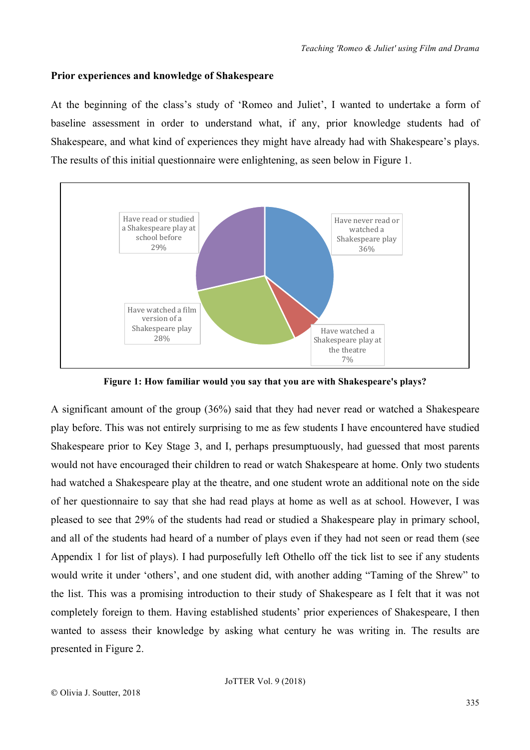## Prior experiences and knowledge of Shakespeare

At the beginning of the class's study of 'Romeo and Juliet', I wanted to undertake a form of baseline assessment in order to understand what, if any, prior knowledge students had of Shakespeare, and what kind of experiences they might have already had with Shakespeare's plays. The results of this initial questionnaire were enlightening, as seen below in Figure 1.

| Response | Percentage |
| --- | --- |
| Have never read or watched a Shakespeare play | 36% |
| Have watched a Shakespeare play at the theatre | 7% |
| Have watched a film version of a Shakespeare play | 28% |
| Have read or studied a Shakespeare play at school before | 29% |

**Figure 1: How familiar would you say that you are with Shakespeare's plays?**

A significant amount of the group (36%) said that they had never read or watched a Shakespeare play before. This was not entirely surprising to me as few students I have encountered have studied Shakespeare prior to Key Stage 3, and I, perhaps presumptuously, had guessed that most parents would not have encouraged their children to read or watch Shakespeare at home. Only two students had watched a Shakespeare play at the theatre, and one student wrote an additional note on the side of her questionnaire to say that she had read plays at home as well as at school. However, I was pleased to see that 29% of the students had read or studied a Shakespeare play in primary school, and all of the students had heard of a number of plays even if they had not seen or read them (see Appendix 1 for list of plays). I had purposefully left Othello off the tick list to see if any students would write it under 'others', and one student did, with another adding "Taming of the Shrew" to the list. This was a promising introduction to their study of Shakespeare as I felt that it was not completely foreign to them. Having established students' prior experiences of Shakespeare, I then wanted to assess their knowledge by asking what century he was writing in. The results are presented in Figure 2.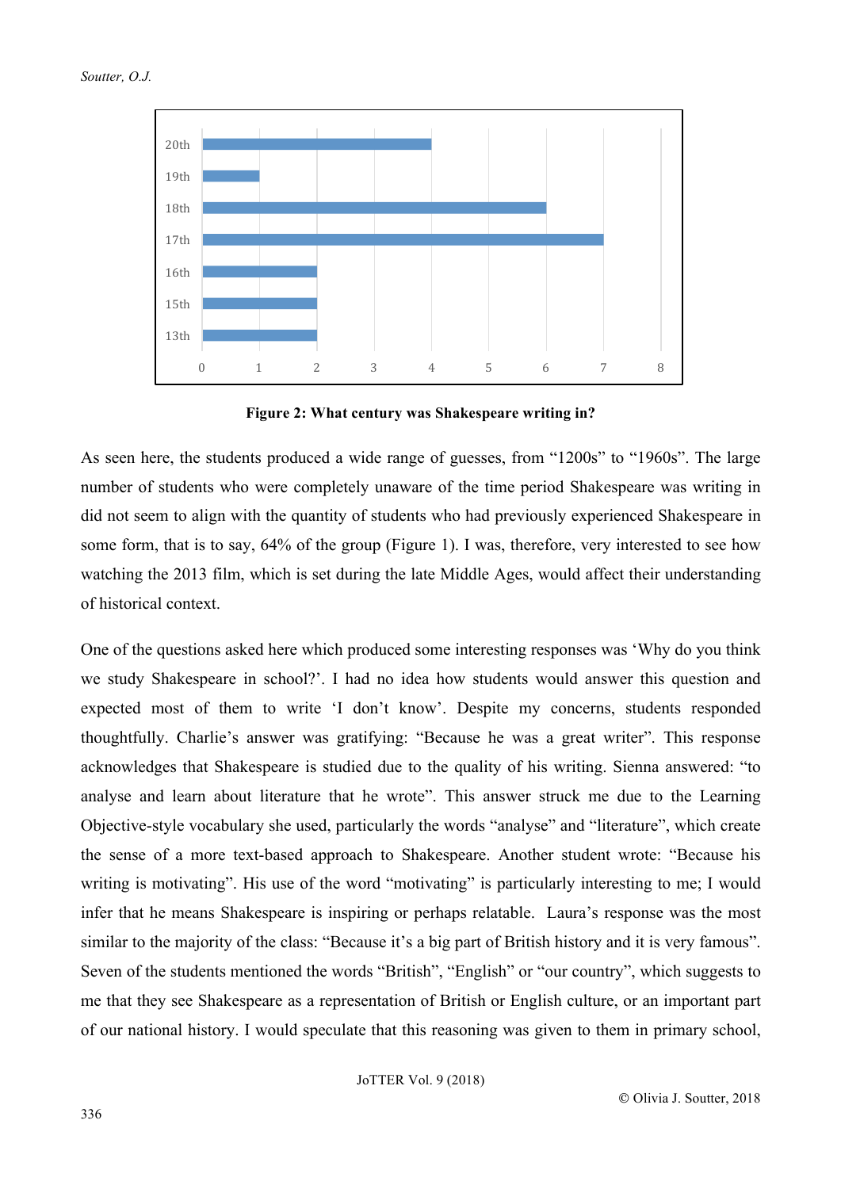| Century | Responses |
|---|---|
| 20th | 4 |
| 19th | 1 |
| 18th | 6 |
| 17th | 7 |
| 16th | 2 |
| 15th | 2 |
| 13th | 2 |

**Figure 2: What century was Shakespeare writing in?**

As seen here, the students produced a wide range of guesses, from "1200s" to "1960s". The large number of students who were completely unaware of the time period Shakespeare was writing in did not seem to align with the quantity of students who had previously experienced Shakespeare in some form, that is to say, 64% of the group (Figure 1). I was, therefore, very interested to see how watching the 2013 film, which is set during the late Middle Ages, would affect their understanding of historical context.

One of the questions asked here which produced some interesting responses was 'Why do you think we study Shakespeare in school?'. I had no idea how students would answer this question and expected most of them to write 'I don't know'. Despite my concerns, students responded thoughtfully. Charlie's answer was gratifying: "Because he was a great writer". This response acknowledges that Shakespeare is studied due to the quality of his writing. Sienna answered: "to analyse and learn about literature that he wrote". This answer struck me due to the Learning Objective-style vocabulary she used, particularly the words "analyse" and "literature", which create the sense of a more text-based approach to Shakespeare. Another student wrote: "Because his writing is motivating". His use of the word "motivating" is particularly interesting to me; I would infer that he means Shakespeare is inspiring or perhaps relatable. Laura's response was the most similar to the majority of the class: "Because it's a big part of British history and it is very famous". Seven of the students mentioned the words "British", "English" or "our country", which suggests to me that they see Shakespeare as a representation of British or English culture, or an important part of our national history. I would speculate that this reasoning was given to them in primary school,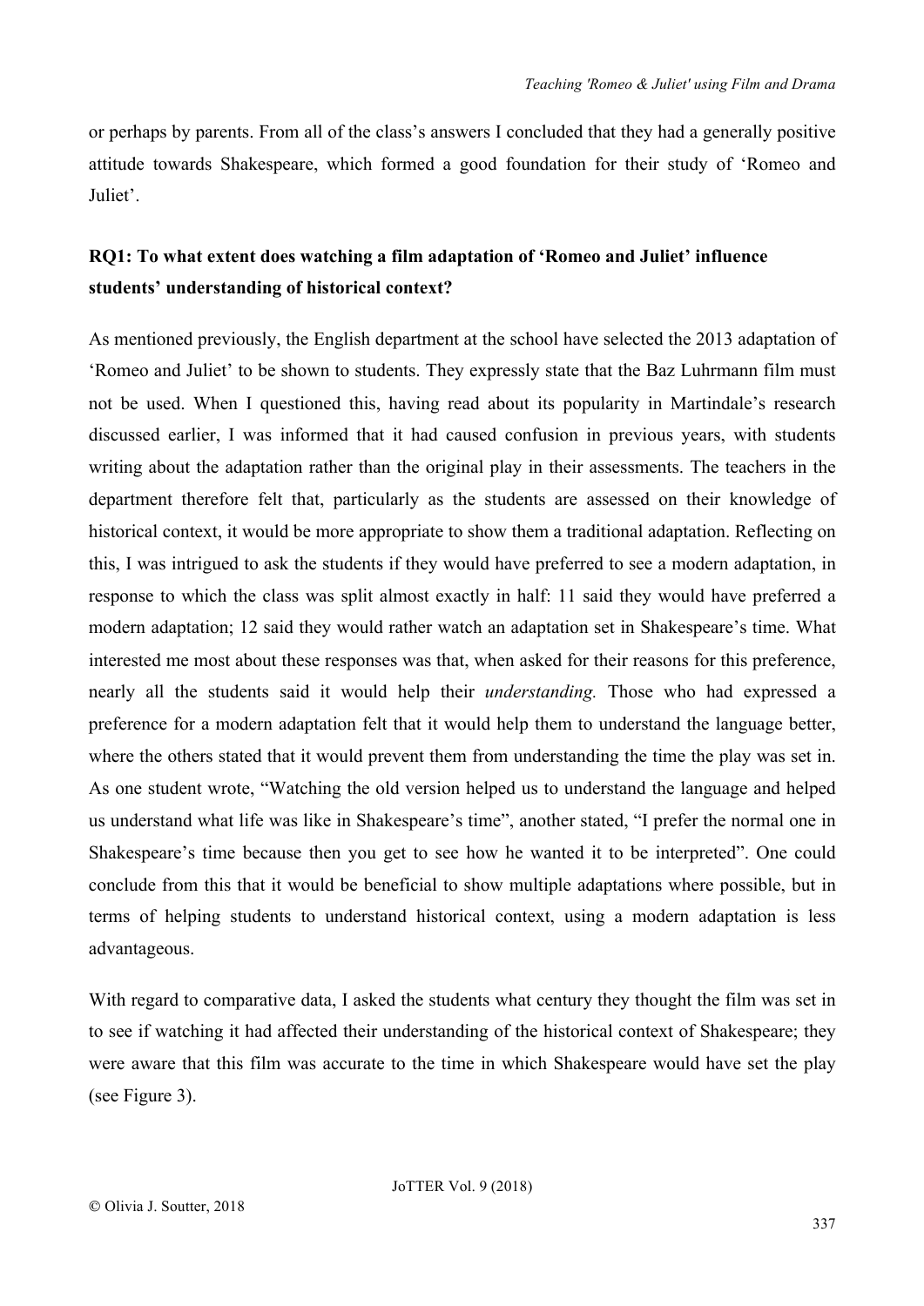or perhaps by parents. From all of the class's answers I concluded that they had a generally positive attitude towards Shakespeare, which formed a good foundation for their study of 'Romeo and Juliet'.

**RQ1: To what extent does watching a film adaptation of 'Romeo and Juliet' influence students' understanding of historical context?**

As mentioned previously, the English department at the school have selected the 2013 adaptation of 'Romeo and Juliet' to be shown to students. They expressly state that the Baz Luhrmann film must not be used. When I questioned this, having read about its popularity in Martindale's research discussed earlier, I was informed that it had caused confusion in previous years, with students writing about the adaptation rather than the original play in their assessments. The teachers in the department therefore felt that, particularly as the students are assessed on their knowledge of historical context, it would be more appropriate to show them a traditional adaptation. Reflecting on this, I was intrigued to ask the students if they would have preferred to see a modern adaptation, in response to which the class was split almost exactly in half: 11 said they would have preferred a modern adaptation; 12 said they would rather watch an adaptation set in Shakespeare's time. What interested me most about these responses was that, when asked for their reasons for this preference, nearly all the students said it would help their *understanding.* Those who had expressed a preference for a modern adaptation felt that it would help them to understand the language better, where the others stated that it would prevent them from understanding the time the play was set in. As one student wrote, "Watching the old version helped us to understand the language and helped us understand what life was like in Shakespeare's time", another stated, "I prefer the normal one in Shakespeare's time because then you get to see how he wanted it to be interpreted". One could conclude from this that it would be beneficial to show multiple adaptations where possible, but in terms of helping students to understand historical context, using a modern adaptation is less advantageous.

With regard to comparative data, I asked the students what century they thought the film was set in to see if watching it had affected their understanding of the historical context of Shakespeare; they were aware that this film was accurate to the time in which Shakespeare would have set the play (see Figure 3).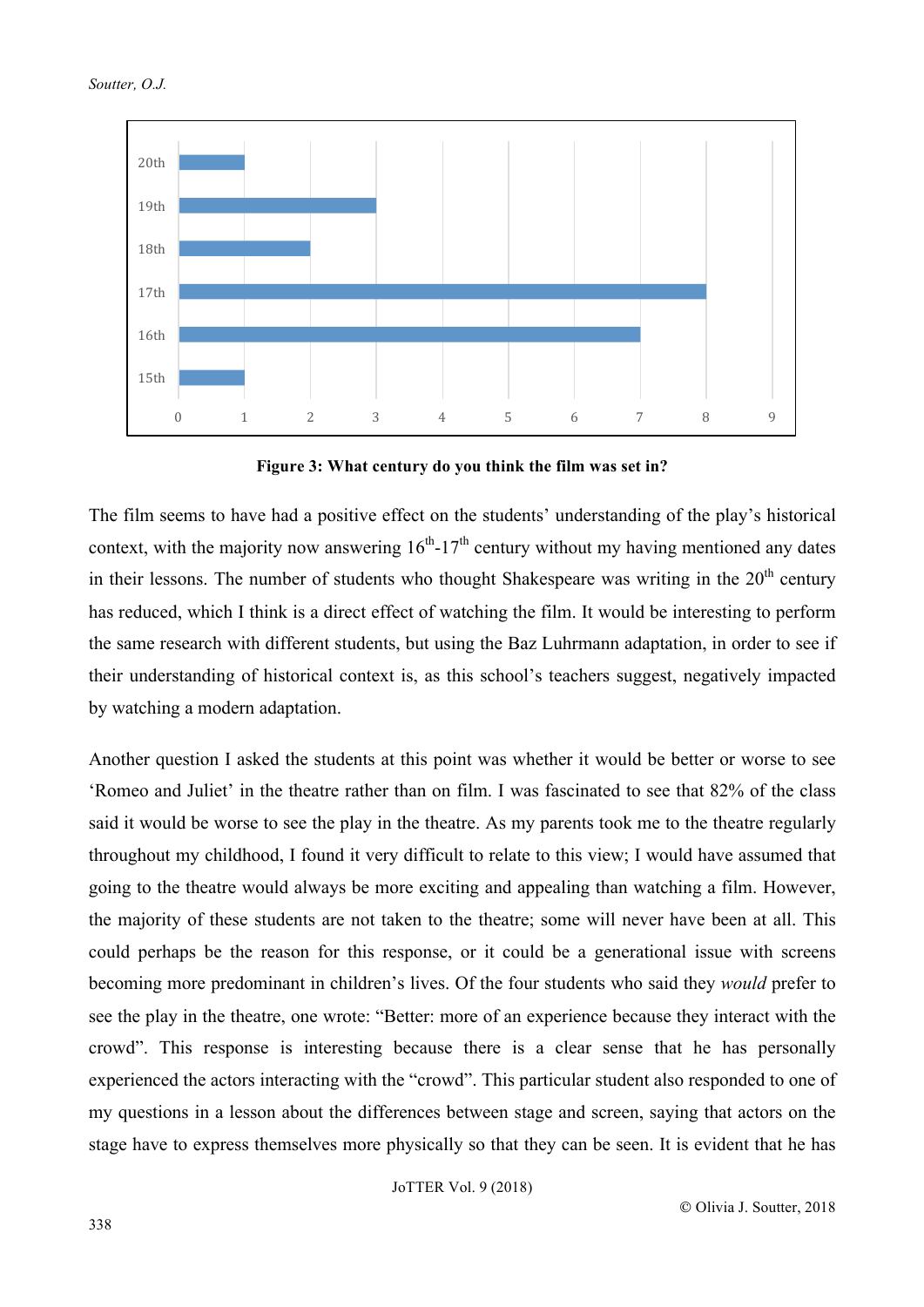**Figure 3: What century do you think the film was set in?**

The film seems to have had a positive effect on the students' understanding of the play's historical context, with the majority now answering 16th-17th century without my having mentioned any dates in their lessons. The number of students who thought Shakespeare was writing in the 20th century has reduced, which I think is a direct effect of watching the film. It would be interesting to perform the same research with different students, but using the Baz Luhrmann adaptation, in order to see if their understanding of historical context is, as this school's teachers suggest, negatively impacted by watching a modern adaptation.

Another question I asked the students at this point was whether it would be better or worse to see 'Romeo and Juliet' in the theatre rather than on film. I was fascinated to see that 82% of the class said it would be worse to see the play in the theatre. As my parents took me to the theatre regularly throughout my childhood, I found it very difficult to relate to this view; I would have assumed that going to the theatre would always be more exciting and appealing than watching a film. However, the majority of these students are not taken to the theatre; some will never have been at all. This could perhaps be the reason for this response, or it could be a generational issue with screens becoming more predominant in children's lives. Of the four students who said they *would* prefer to see the play in the theatre, one wrote: "Better: more of an experience because they interact with the crowd". This response is interesting because there is a clear sense that he has personally experienced the actors interacting with the "crowd". This particular student also responded to one of my questions in a lesson about the differences between stage and screen, saying that actors on the stage have to express themselves more physically so that they can be seen. It is evident that he has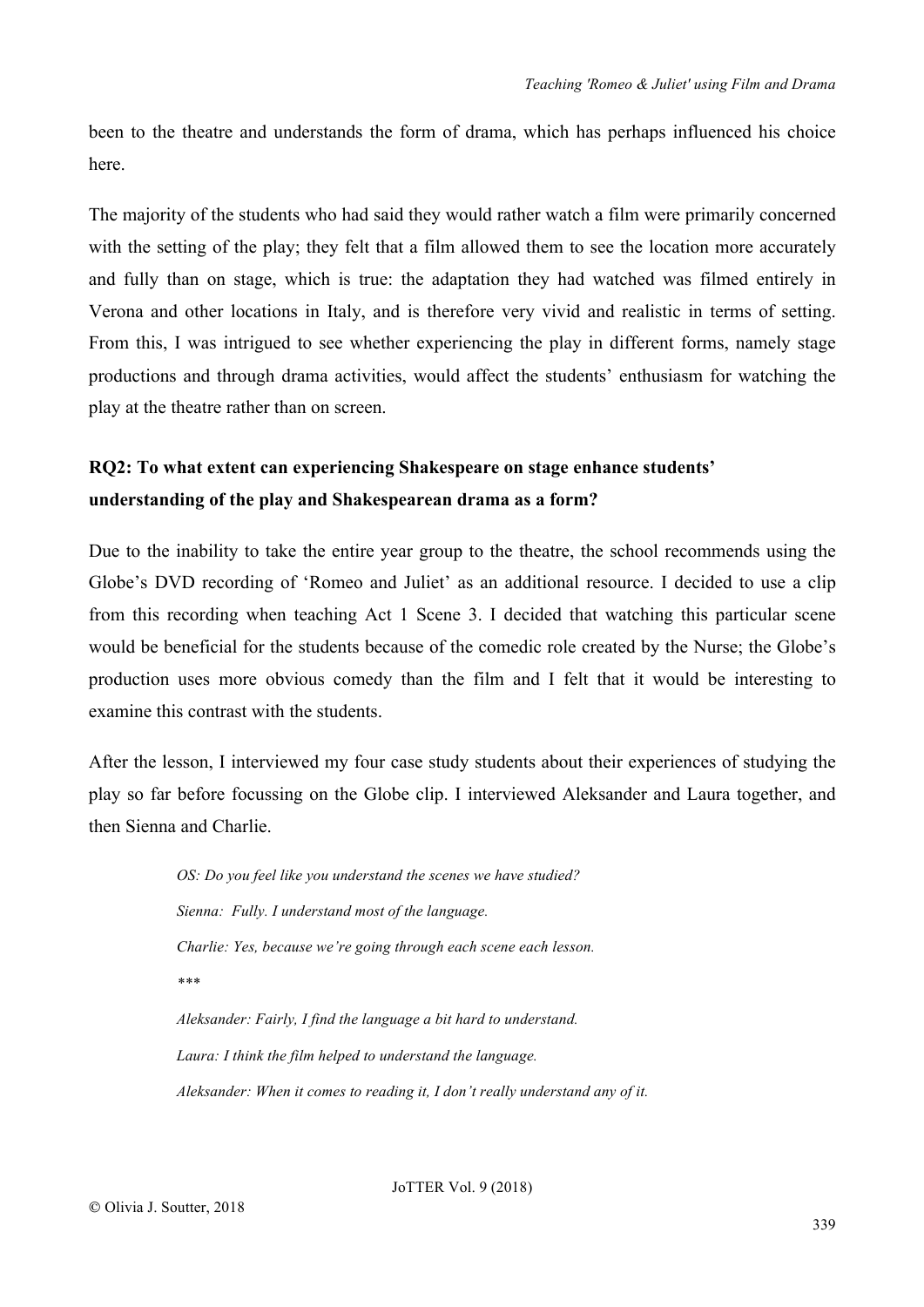been to the theatre and understands the form of drama, which has perhaps influenced his choice here.

The majority of the students who had said they would rather watch a film were primarily concerned with the setting of the play; they felt that a film allowed them to see the location more accurately and fully than on stage, which is true: the adaptation they had watched was filmed entirely in Verona and other locations in Italy, and is therefore very vivid and realistic in terms of setting. From this, I was intrigued to see whether experiencing the play in different forms, namely stage productions and through drama activities, would affect the students' enthusiasm for watching the play at the theatre rather than on screen.

### RQ2: To what extent can experiencing Shakespeare on stage enhance students' understanding of the play and Shakespearean drama as a form?

Due to the inability to take the entire year group to the theatre, the school recommends using the Globe's DVD recording of 'Romeo and Juliet' as an additional resource. I decided to use a clip from this recording when teaching Act 1 Scene 3. I decided that watching this particular scene would be beneficial for the students because of the comedic role created by the Nurse; the Globe's production uses more obvious comedy than the film and I felt that it would be interesting to examine this contrast with the students.

After the lesson, I interviewed my four case study students about their experiences of studying the play so far before focussing on the Globe clip. I interviewed Aleksander and Laura together, and then Sienna and Charlie.

> *OS: Do you feel like you understand the scenes we have studied?*
>
> *Sienna: Fully. I understand most of the language.*
>
> *Charlie: Yes, because we're going through each scene each lesson.*
>
> *\*\*\**
>
> *Aleksander: Fairly, I find the language a bit hard to understand.*
>
> *Laura: I think the film helped to understand the language.*
>
> *Aleksander: When it comes to reading it, I don't really understand any of it.*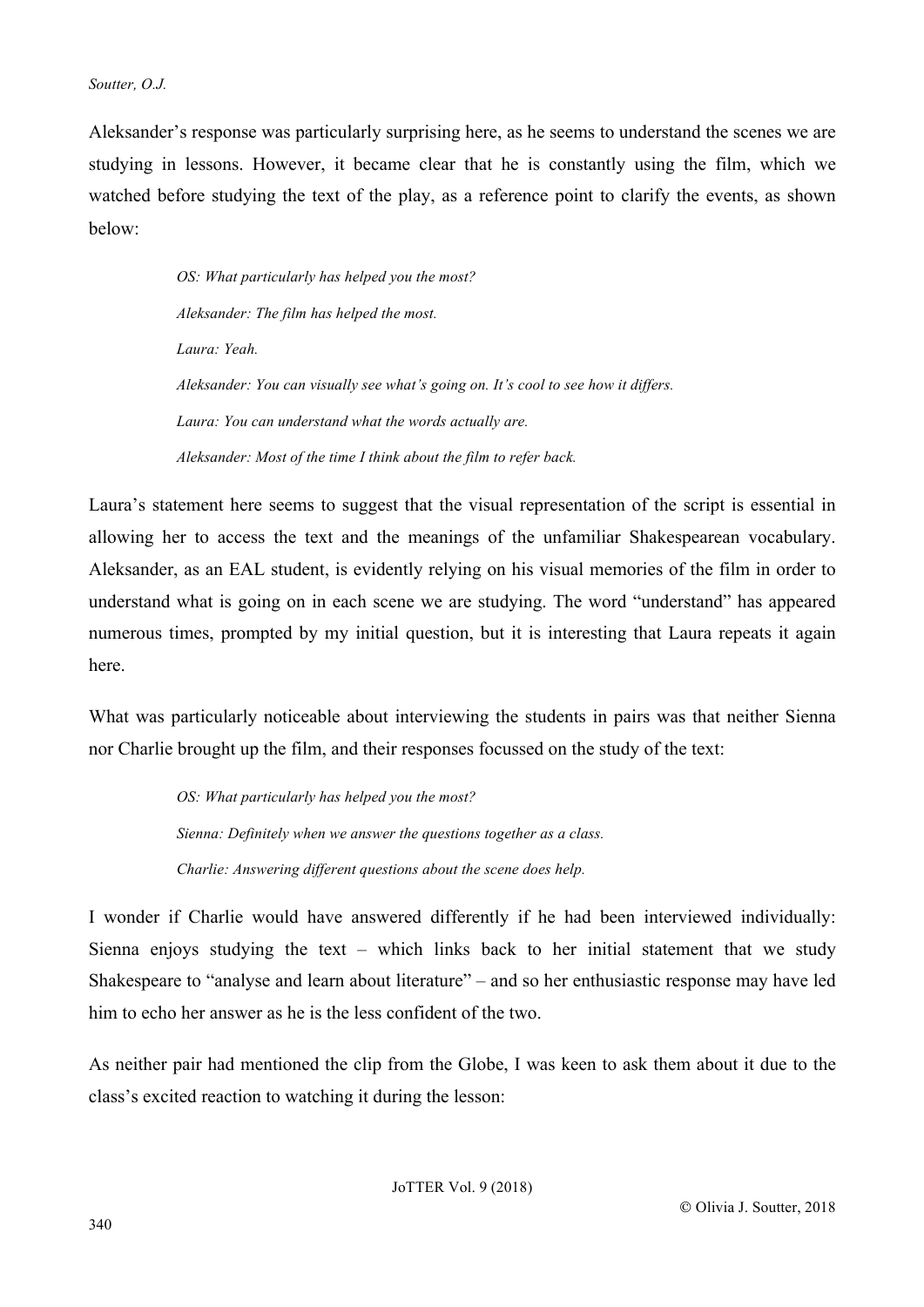Aleksander's response was particularly surprising here, as he seems to understand the scenes we are studying in lessons. However, it became clear that he is constantly using the film, which we watched before studying the text of the play, as a reference point to clarify the events, as shown below:

> *OS: What particularly has helped you the most?*
>
> *Aleksander: The film has helped the most.*
>
> *Laura: Yeah.*
>
> *Aleksander: You can visually see what's going on. It's cool to see how it differs.*
>
> *Laura: You can understand what the words actually are.*
>
> *Aleksander: Most of the time I think about the film to refer back.*

Laura's statement here seems to suggest that the visual representation of the script is essential in allowing her to access the text and the meanings of the unfamiliar Shakespearean vocabulary. Aleksander, as an EAL student, is evidently relying on his visual memories of the film in order to understand what is going on in each scene we are studying. The word "understand" has appeared numerous times, prompted by my initial question, but it is interesting that Laura repeats it again here.

What was particularly noticeable about interviewing the students in pairs was that neither Sienna nor Charlie brought up the film, and their responses focussed on the study of the text:

> *OS: What particularly has helped you the most?*
>
> *Sienna: Definitely when we answer the questions together as a class.*
>
> *Charlie: Answering different questions about the scene does help.*

I wonder if Charlie would have answered differently if he had been interviewed individually: Sienna enjoys studying the text – which links back to her initial statement that we study Shakespeare to "analyse and learn about literature" – and so her enthusiastic response may have led him to echo her answer as he is the less confident of the two.

As neither pair had mentioned the clip from the Globe, I was keen to ask them about it due to the class's excited reaction to watching it during the lesson: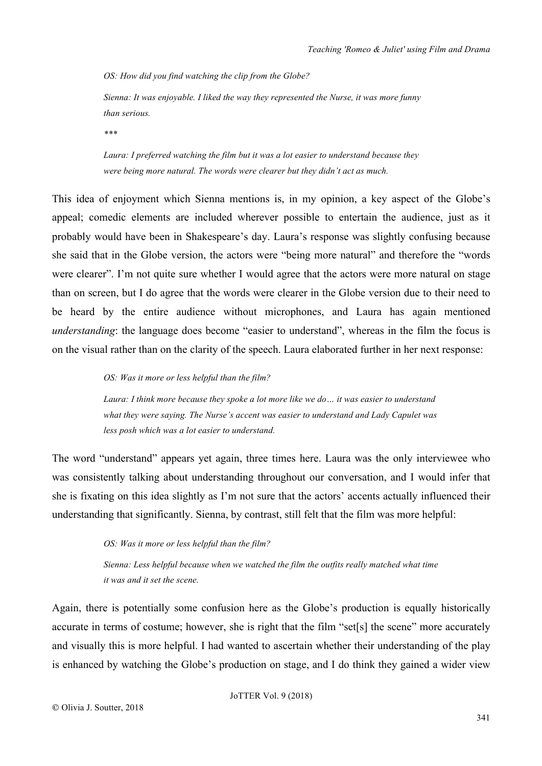*OS: How did you find watching the clip from the Globe?*

*Sienna: It was enjoyable. I liked the way they represented the Nurse, it was more funny than serious.*

*\*\*\**

*Laura: I preferred watching the film but it was a lot easier to understand because they were being more natural. The words were clearer but they didn't act as much.*

This idea of enjoyment which Sienna mentions is, in my opinion, a key aspect of the Globe's appeal; comedic elements are included wherever possible to entertain the audience, just as it probably would have been in Shakespeare's day. Laura's response was slightly confusing because she said that in the Globe version, the actors were "being more natural" and therefore the "words were clearer". I'm not quite sure whether I would agree that the actors were more natural on stage than on screen, but I do agree that the words were clearer in the Globe version due to their need to be heard by the entire audience without microphones, and Laura has again mentioned *understanding*: the language does become "easier to understand", whereas in the film the focus is on the visual rather than on the clarity of the speech. Laura elaborated further in her next response:

*OS: Was it more or less helpful than the film?*

*Laura: I think more because they spoke a lot more like we do… it was easier to understand what they were saying. The Nurse's accent was easier to understand and Lady Capulet was less posh which was a lot easier to understand.*

The word "understand" appears yet again, three times here. Laura was the only interviewee who was consistently talking about understanding throughout our conversation, and I would infer that she is fixating on this idea slightly as I'm not sure that the actors' accents actually influenced their understanding that significantly. Sienna, by contrast, still felt that the film was more helpful:

*OS: Was it more or less helpful than the film?*

*Sienna: Less helpful because when we watched the film the outfits really matched what time it was and it set the scene.*

Again, there is potentially some confusion here as the Globe's production is equally historically accurate in terms of costume; however, she is right that the film "set[s] the scene" more accurately and visually this is more helpful. I had wanted to ascertain whether their understanding of the play is enhanced by watching the Globe's production on stage, and I do think they gained a wider view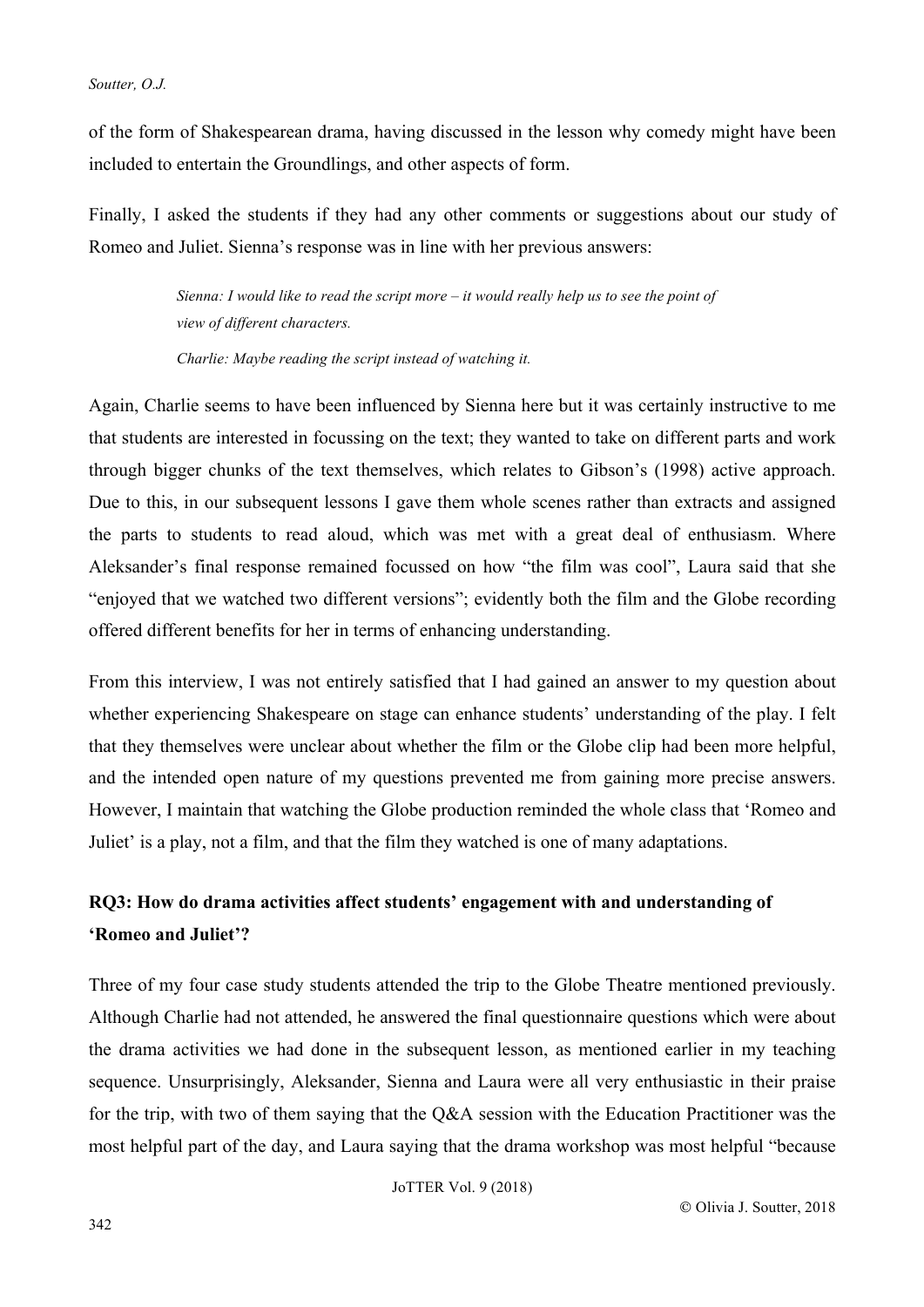of the form of Shakespearean drama, having discussed in the lesson why comedy might have been included to entertain the Groundlings, and other aspects of form.

Finally, I asked the students if they had any other comments or suggestions about our study of Romeo and Juliet. Sienna's response was in line with her previous answers:

> *Sienna: I would like to read the script more – it would really help us to see the point of view of different characters.*
>
> *Charlie: Maybe reading the script instead of watching it.*

Again, Charlie seems to have been influenced by Sienna here but it was certainly instructive to me that students are interested in focussing on the text; they wanted to take on different parts and work through bigger chunks of the text themselves, which relates to Gibson's (1998) active approach. Due to this, in our subsequent lessons I gave them whole scenes rather than extracts and assigned the parts to students to read aloud, which was met with a great deal of enthusiasm. Where Aleksander's final response remained focussed on how "the film was cool", Laura said that she "enjoyed that we watched two different versions"; evidently both the film and the Globe recording offered different benefits for her in terms of enhancing understanding.

From this interview, I was not entirely satisfied that I had gained an answer to my question about whether experiencing Shakespeare on stage can enhance students' understanding of the play. I felt that they themselves were unclear about whether the film or the Globe clip had been more helpful, and the intended open nature of my questions prevented me from gaining more precise answers. However, I maintain that watching the Globe production reminded the whole class that 'Romeo and Juliet' is a play, not a film, and that the film they watched is one of many adaptations.

## RQ3: How do drama activities affect students' engagement with and understanding of 'Romeo and Juliet'?

Three of my four case study students attended the trip to the Globe Theatre mentioned previously. Although Charlie had not attended, he answered the final questionnaire questions which were about the drama activities we had done in the subsequent lesson, as mentioned earlier in my teaching sequence. Unsurprisingly, Aleksander, Sienna and Laura were all very enthusiastic in their praise for the trip, with two of them saying that the Q&A session with the Education Practitioner was the most helpful part of the day, and Laura saying that the drama workshop was most helpful "because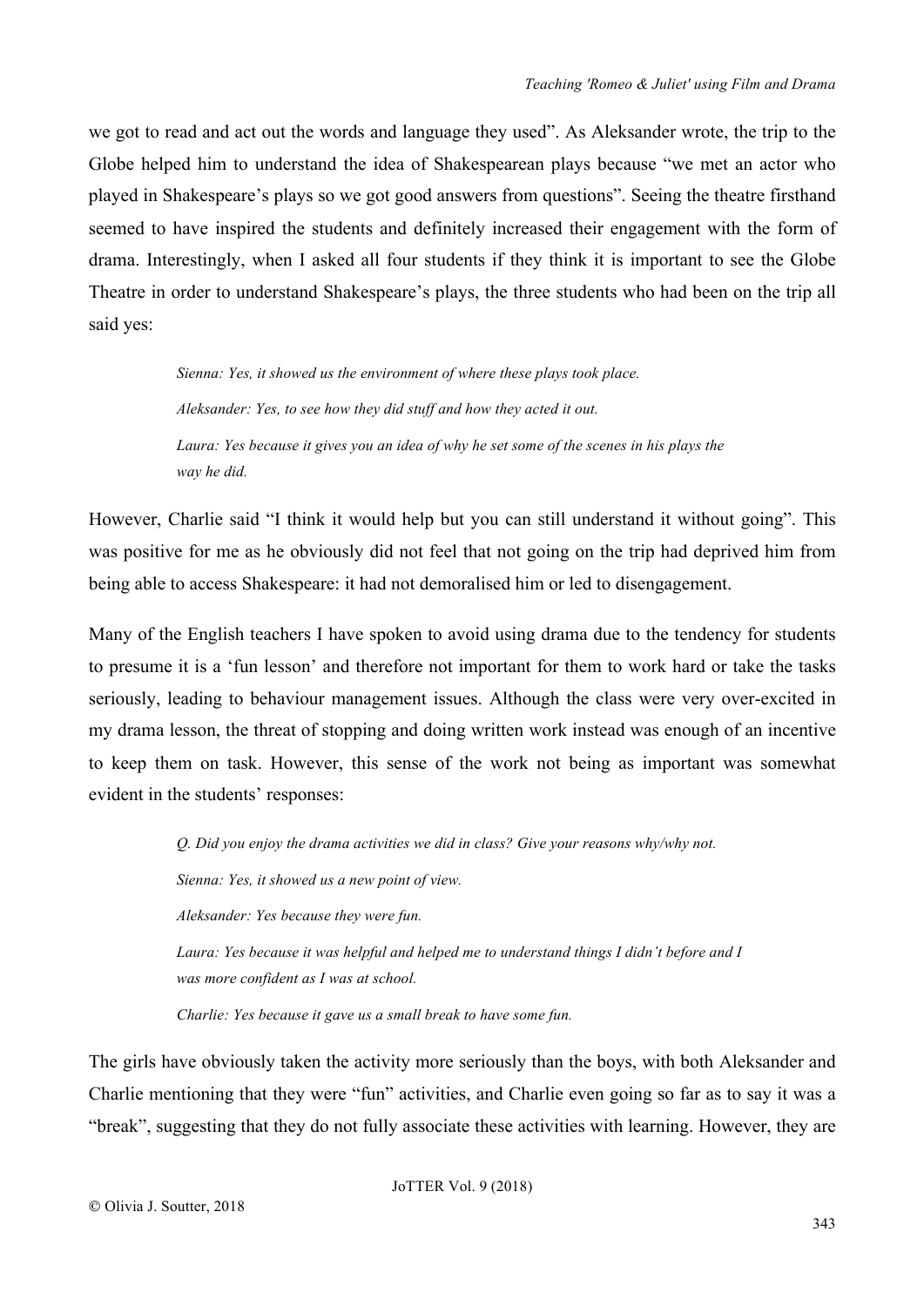we got to read and act out the words and language they used". As Aleksander wrote, the trip to the Globe helped him to understand the idea of Shakespearean plays because "we met an actor who played in Shakespeare's plays so we got good answers from questions". Seeing the theatre firsthand seemed to have inspired the students and definitely increased their engagement with the form of drama. Interestingly, when I asked all four students if they think it is important to see the Globe Theatre in order to understand Shakespeare's plays, the three students who had been on the trip all said yes:

> *Sienna: Yes, it showed us the environment of where these plays took place.*
>
> *Aleksander: Yes, to see how they did stuff and how they acted it out.*
>
> *Laura: Yes because it gives you an idea of why he set some of the scenes in his plays the way he did.*

However, Charlie said "I think it would help but you can still understand it without going". This was positive for me as he obviously did not feel that not going on the trip had deprived him from being able to access Shakespeare: it had not demoralised him or led to disengagement.

Many of the English teachers I have spoken to avoid using drama due to the tendency for students to presume it is a 'fun lesson' and therefore not important for them to work hard or take the tasks seriously, leading to behaviour management issues. Although the class were very over-excited in my drama lesson, the threat of stopping and doing written work instead was enough of an incentive to keep them on task. However, this sense of the work not being as important was somewhat evident in the students' responses:

> *Q. Did you enjoy the drama activities we did in class? Give your reasons why/why not.*
>
> *Sienna: Yes, it showed us a new point of view.*
>
> *Aleksander: Yes because they were fun.*
>
> *Laura: Yes because it was helpful and helped me to understand things I didn't before and I was more confident as I was at school.*
>
> *Charlie: Yes because it gave us a small break to have some fun.*

The girls have obviously taken the activity more seriously than the boys, with both Aleksander and Charlie mentioning that they were "fun" activities, and Charlie even going so far as to say it was a "break", suggesting that they do not fully associate these activities with learning. However, they are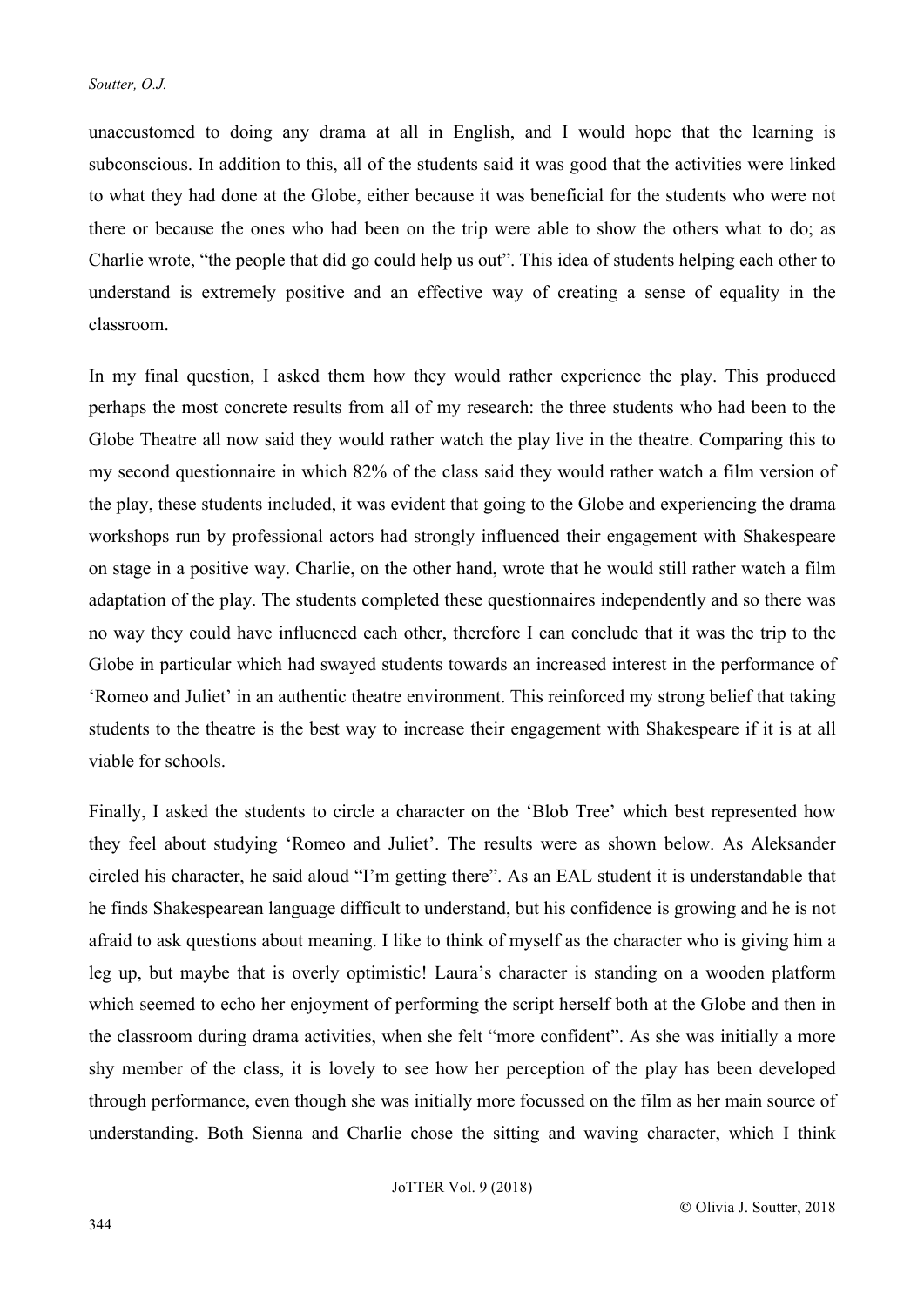unaccustomed to doing any drama at all in English, and I would hope that the learning is subconscious. In addition to this, all of the students said it was good that the activities were linked to what they had done at the Globe, either because it was beneficial for the students who were not there or because the ones who had been on the trip were able to show the others what to do; as Charlie wrote, "the people that did go could help us out". This idea of students helping each other to understand is extremely positive and an effective way of creating a sense of equality in the classroom.

In my final question, I asked them how they would rather experience the play. This produced perhaps the most concrete results from all of my research: the three students who had been to the Globe Theatre all now said they would rather watch the play live in the theatre. Comparing this to my second questionnaire in which 82% of the class said they would rather watch a film version of the play, these students included, it was evident that going to the Globe and experiencing the drama workshops run by professional actors had strongly influenced their engagement with Shakespeare on stage in a positive way. Charlie, on the other hand, wrote that he would still rather watch a film adaptation of the play. The students completed these questionnaires independently and so there was no way they could have influenced each other, therefore I can conclude that it was the trip to the Globe in particular which had swayed students towards an increased interest in the performance of 'Romeo and Juliet' in an authentic theatre environment. This reinforced my strong belief that taking students to the theatre is the best way to increase their engagement with Shakespeare if it is at all viable for schools.

Finally, I asked the students to circle a character on the 'Blob Tree' which best represented how they feel about studying 'Romeo and Juliet'. The results were as shown below. As Aleksander circled his character, he said aloud "I'm getting there". As an EAL student it is understandable that he finds Shakespearean language difficult to understand, but his confidence is growing and he is not afraid to ask questions about meaning. I like to think of myself as the character who is giving him a leg up, but maybe that is overly optimistic! Laura's character is standing on a wooden platform which seemed to echo her enjoyment of performing the script herself both at the Globe and then in the classroom during drama activities, when she felt "more confident". As she was initially a more shy member of the class, it is lovely to see how her perception of the play has been developed through performance, even though she was initially more focussed on the film as her main source of understanding. Both Sienna and Charlie chose the sitting and waving character, which I think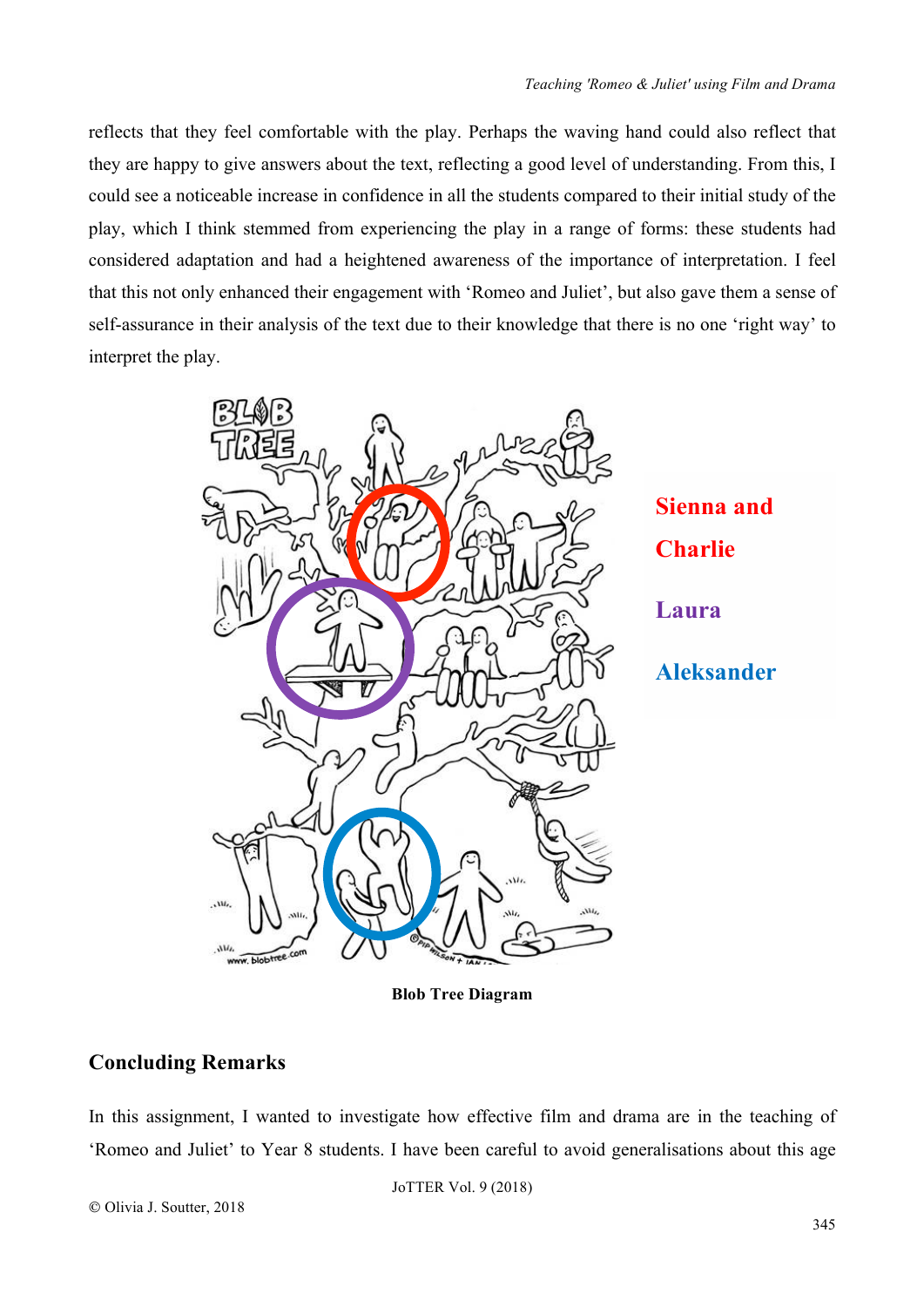reflects that they feel comfortable with the play. Perhaps the waving hand could also reflect that they are happy to give answers about the text, reflecting a good level of understanding. From this, I could see a noticeable increase in confidence in all the students compared to their initial study of the play, which I think stemmed from experiencing the play in a range of forms: these students had considered adaptation and had a heightened awareness of the importance of interpretation. I feel that this not only enhanced their engagement with 'Romeo and Juliet', but also gave them a sense of self-assurance in their analysis of the text due to their knowledge that there is no one 'right way' to interpret the play.

**Sienna and Charlie**

**Laura**

**Aleksander**

**Blob Tree Diagram**

## Concluding Remarks

In this assignment, I wanted to investigate how effective film and drama are in the teaching of 'Romeo and Juliet' to Year 8 students. I have been careful to avoid generalisations about this age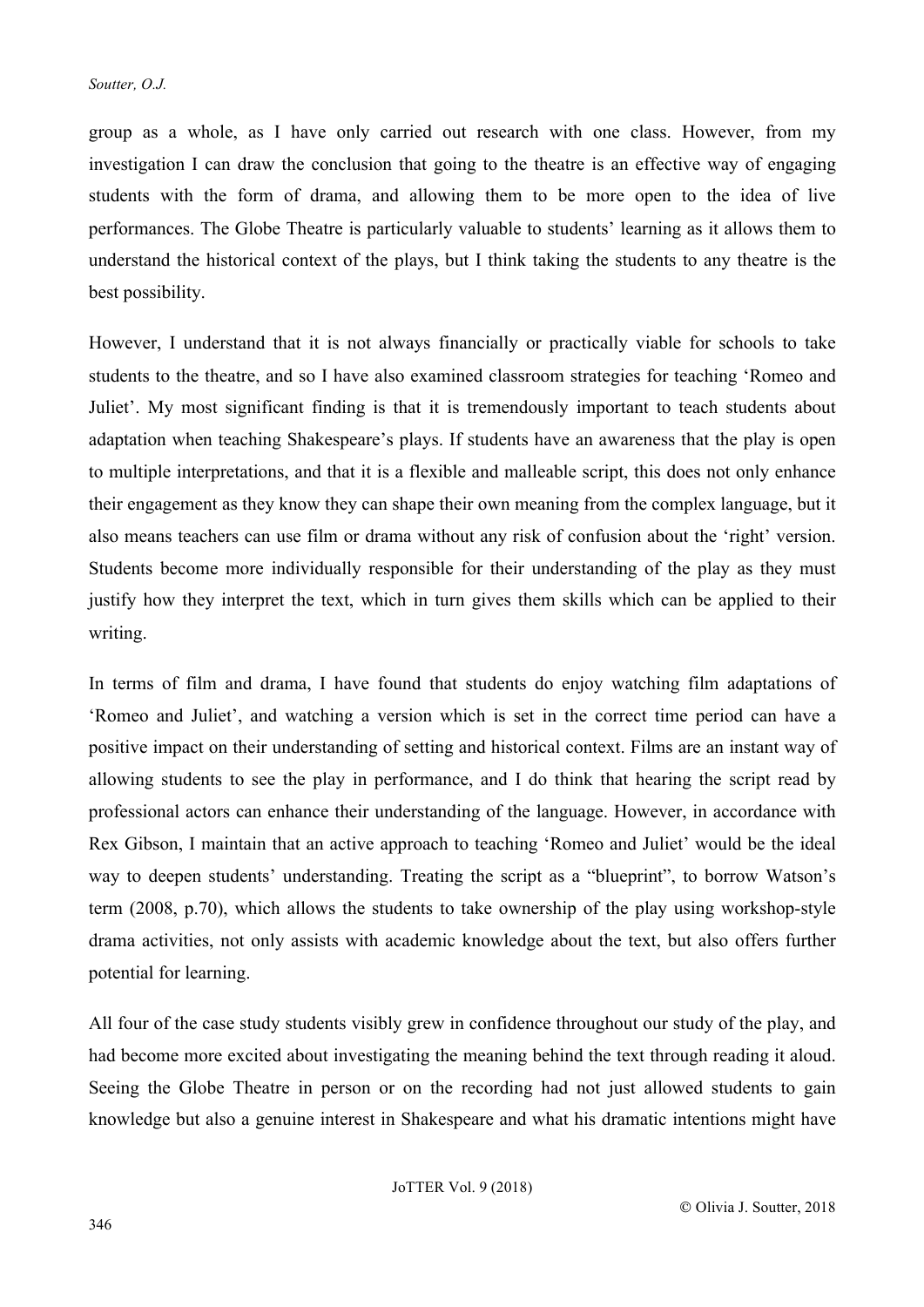group as a whole, as I have only carried out research with one class. However, from my investigation I can draw the conclusion that going to the theatre is an effective way of engaging students with the form of drama, and allowing them to be more open to the idea of live performances. The Globe Theatre is particularly valuable to students' learning as it allows them to understand the historical context of the plays, but I think taking the students to any theatre is the best possibility.

However, I understand that it is not always financially or practically viable for schools to take students to the theatre, and so I have also examined classroom strategies for teaching 'Romeo and Juliet'. My most significant finding is that it is tremendously important to teach students about adaptation when teaching Shakespeare's plays. If students have an awareness that the play is open to multiple interpretations, and that it is a flexible and malleable script, this does not only enhance their engagement as they know they can shape their own meaning from the complex language, but it also means teachers can use film or drama without any risk of confusion about the 'right' version. Students become more individually responsible for their understanding of the play as they must justify how they interpret the text, which in turn gives them skills which can be applied to their writing.

In terms of film and drama, I have found that students do enjoy watching film adaptations of 'Romeo and Juliet', and watching a version which is set in the correct time period can have a positive impact on their understanding of setting and historical context. Films are an instant way of allowing students to see the play in performance, and I do think that hearing the script read by professional actors can enhance their understanding of the language. However, in accordance with Rex Gibson, I maintain that an active approach to teaching 'Romeo and Juliet' would be the ideal way to deepen students' understanding. Treating the script as a "blueprint", to borrow Watson's term (2008, p.70), which allows the students to take ownership of the play using workshop-style drama activities, not only assists with academic knowledge about the text, but also offers further potential for learning.

All four of the case study students visibly grew in confidence throughout our study of the play, and had become more excited about investigating the meaning behind the text through reading it aloud. Seeing the Globe Theatre in person or on the recording had not just allowed students to gain knowledge but also a genuine interest in Shakespeare and what his dramatic intentions might have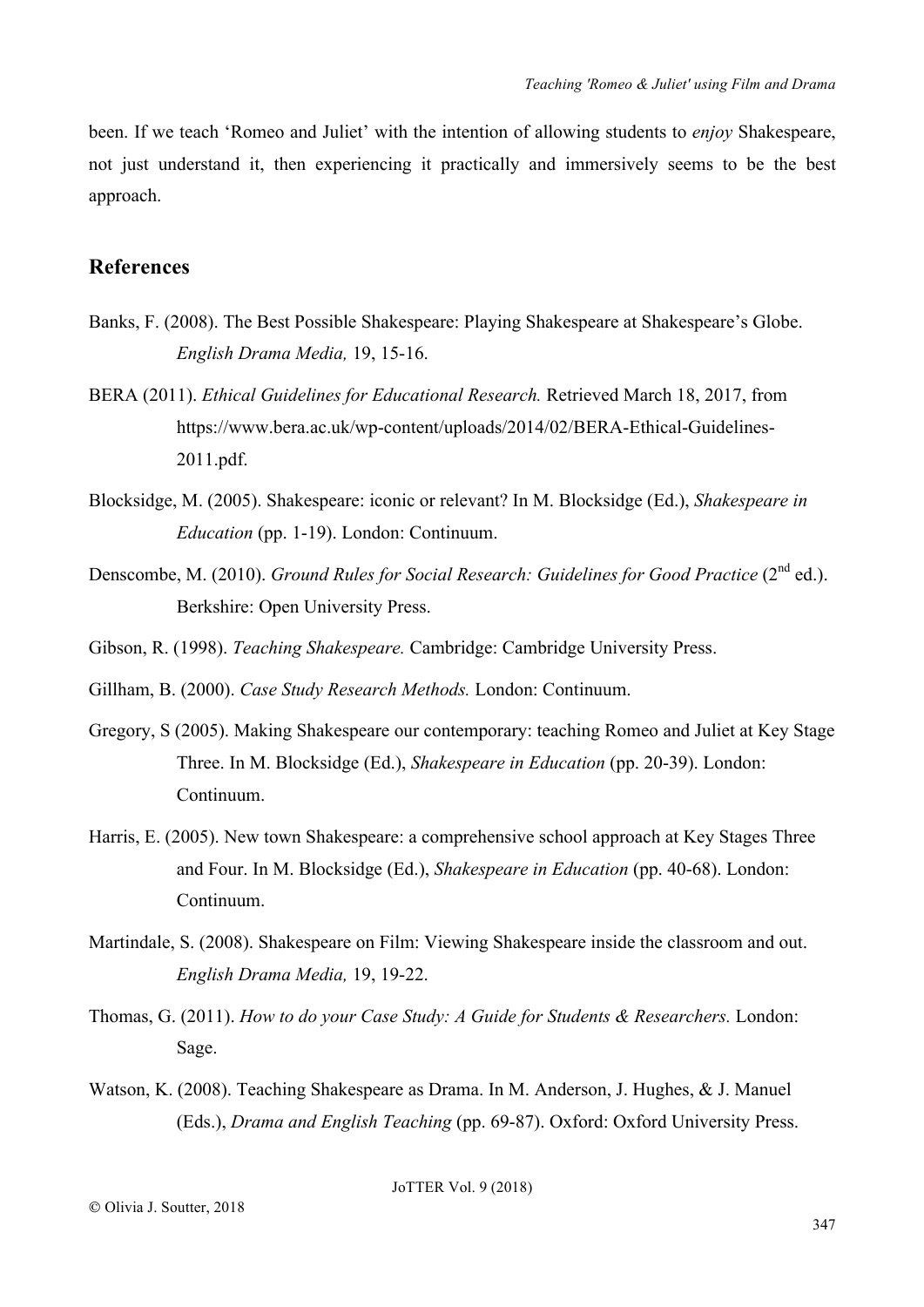been. If we teach 'Romeo and Juliet' with the intention of allowing students to *enjoy* Shakespeare, not just understand it, then experiencing it practically and immersively seems to be the best approach.

## References

Banks, F. (2008). The Best Possible Shakespeare: Playing Shakespeare at Shakespeare's Globe. *English Drama Media,* 19, 15-16.

BERA (2011). *Ethical Guidelines for Educational Research.* Retrieved March 18, 2017, from https://www.bera.ac.uk/wp-content/uploads/2014/02/BERA-Ethical-Guidelines-2011.pdf.

Blocksidge, M. (2005). Shakespeare: iconic or relevant? In M. Blocksidge (Ed.), *Shakespeare in Education* (pp. 1-19). London: Continuum.

Denscombe, M. (2010). *Ground Rules for Social Research: Guidelines for Good Practice* (2nd ed.). Berkshire: Open University Press.

Gibson, R. (1998). *Teaching Shakespeare.* Cambridge: Cambridge University Press.

Gillham, B. (2000). *Case Study Research Methods.* London: Continuum.

Gregory, S (2005). Making Shakespeare our contemporary: teaching Romeo and Juliet at Key Stage Three. In M. Blocksidge (Ed.), *Shakespeare in Education* (pp. 20-39). London: Continuum.

Harris, E. (2005). New town Shakespeare: a comprehensive school approach at Key Stages Three and Four. In M. Blocksidge (Ed.), *Shakespeare in Education* (pp. 40-68). London: Continuum.

Martindale, S. (2008). Shakespeare on Film: Viewing Shakespeare inside the classroom and out. *English Drama Media,* 19, 19-22.

Thomas, G. (2011). *How to do your Case Study: A Guide for Students & Researchers.* London: Sage.

Watson, K. (2008). Teaching Shakespeare as Drama. In M. Anderson, J. Hughes, & J. Manuel (Eds.), *Drama and English Teaching* (pp. 69-87). Oxford: Oxford University Press.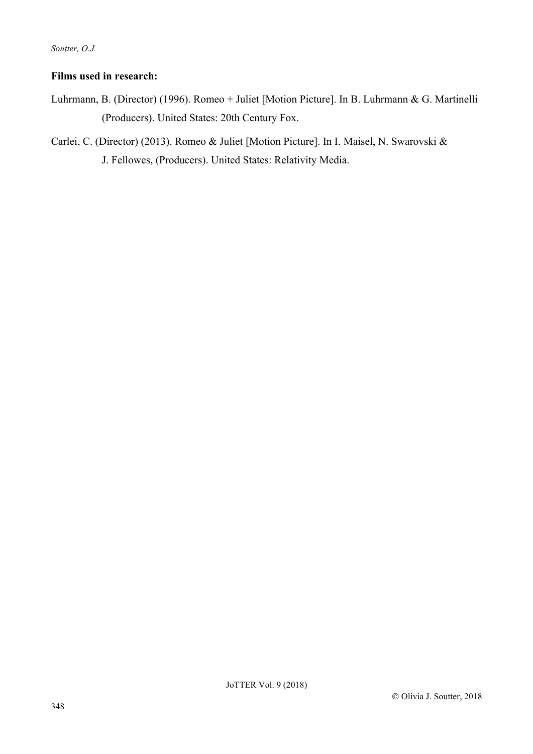**Films used in research:**

Luhrmann, B. (Director) (1996). Romeo + Juliet [Motion Picture]. In B. Luhrmann & G. Martinelli (Producers). United States: 20th Century Fox.

Carlei, C. (Director) (2013). Romeo & Juliet [Motion Picture]. In I. Maisel, N. Swarovski & J. Fellowes, (Producers). United States: Relativity Media.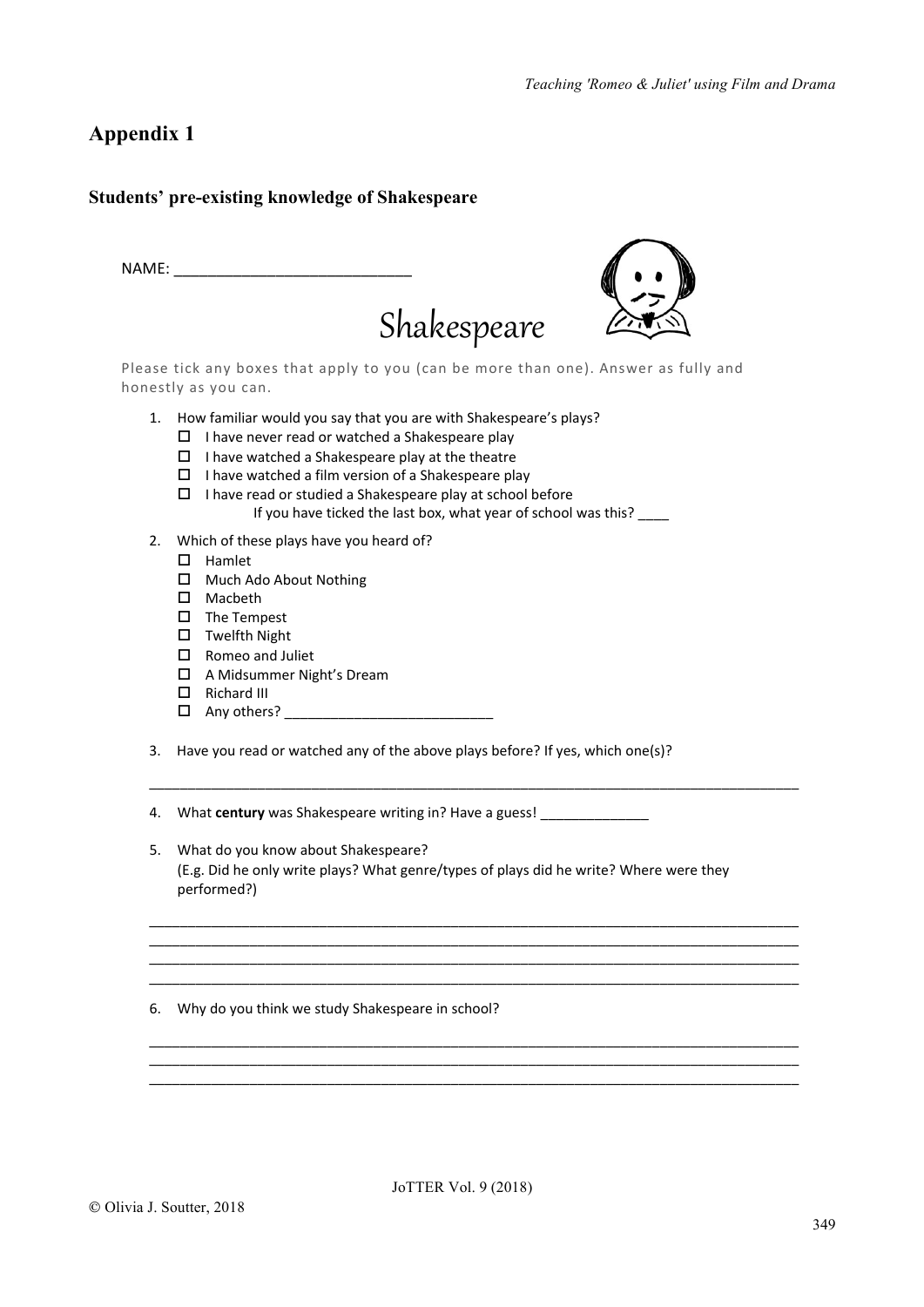## Appendix 1

### Students' pre-existing knowledge of Shakespeare

NAME: ___________________________

# Shakespeare

Please tick any boxes that apply to you (can be more than one). Answer as fully and honestly as you can.

1. How familiar would you say that you are with Shakespeare's plays?
   - ☐ I have never read or watched a Shakespeare play
   - ☐ I have watched a Shakespeare play at the theatre
   - ☐ I have watched a film version of a Shakespeare play
   - ☐ I have read or studied a Shakespeare play at school before

     If you have ticked the last box, what year of school was this? ____

2. Which of these plays have you heard of?
   - ☐ Hamlet
   - ☐ Much Ado About Nothing
   - ☐ Macbeth
   - ☐ The Tempest
   - ☐ Twelfth Night
   - ☐ Romeo and Juliet
   - ☐ A Midsummer Night's Dream
   - ☐ Richard III
   - ☐ Any others? __________________________

3. Have you read or watched any of the above plays before? If yes, which one(s)?

   ________________________________________________________________________________

4. What **century** was Shakespeare writing in? Have a guess! _____________

5. What do you know about Shakespeare?
   (E.g. Did he only write plays? What genre/types of plays did he write? Where were they performed?)

   ________________________________________________________________________________
   ________________________________________________________________________________
   ________________________________________________________________________________
   ________________________________________________________________________________

6. Why do you think we study Shakespeare in school?

   ________________________________________________________________________________
   ________________________________________________________________________________
   ________________________________________________________________________________

© Olivia J. Soutter, 2018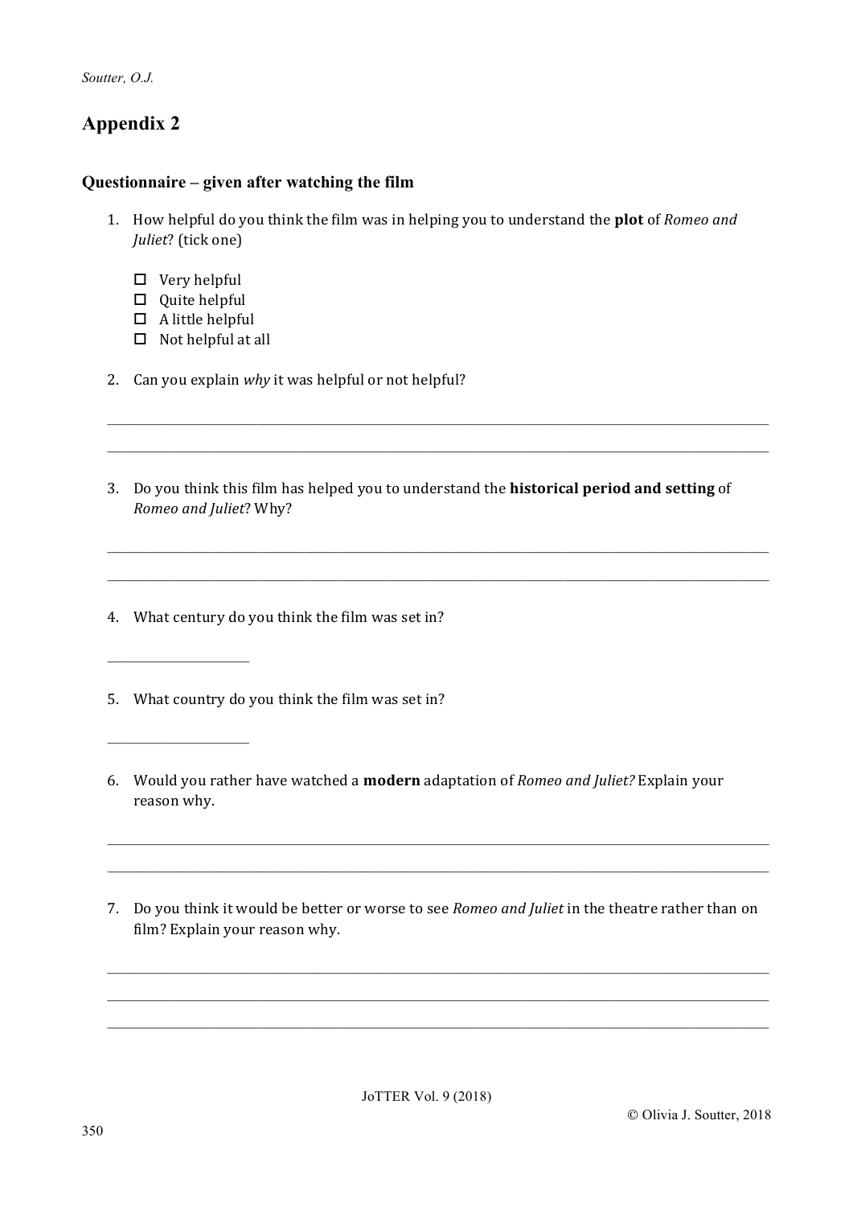## Appendix 2

### Questionnaire – given after watching the film

1. How helpful do you think the film was in helping you to understand the **plot** of *Romeo and Juliet*? (tick one)

   - ☐ Very helpful
   - ☐ Quite helpful
   - ☐ A little helpful
   - ☐ Not helpful at all

2. Can you explain *why* it was helpful or not helpful?

   ______________________________________________________________________________

   ______________________________________________________________________________

3. Do you think this film has helped you to understand the **historical period and setting** of *Romeo and Juliet*? Why?

   ______________________________________________________________________________

   ______________________________________________________________________________

4. What century do you think the film was set in?

   ____________________

5. What country do you think the film was set in?

   ____________________

6. Would you rather have watched a **modern** adaptation of *Romeo and Juliet?* Explain your reason why.

   ______________________________________________________________________________

   ______________________________________________________________________________

7. Do you think it would be better or worse to see *Romeo and Juliet* in the theatre rather than on film? Explain your reason why.

   ______________________________________________________________________________

   ______________________________________________________________________________

   ______________________________________________________________________________

© Olivia J. Soutter, 2018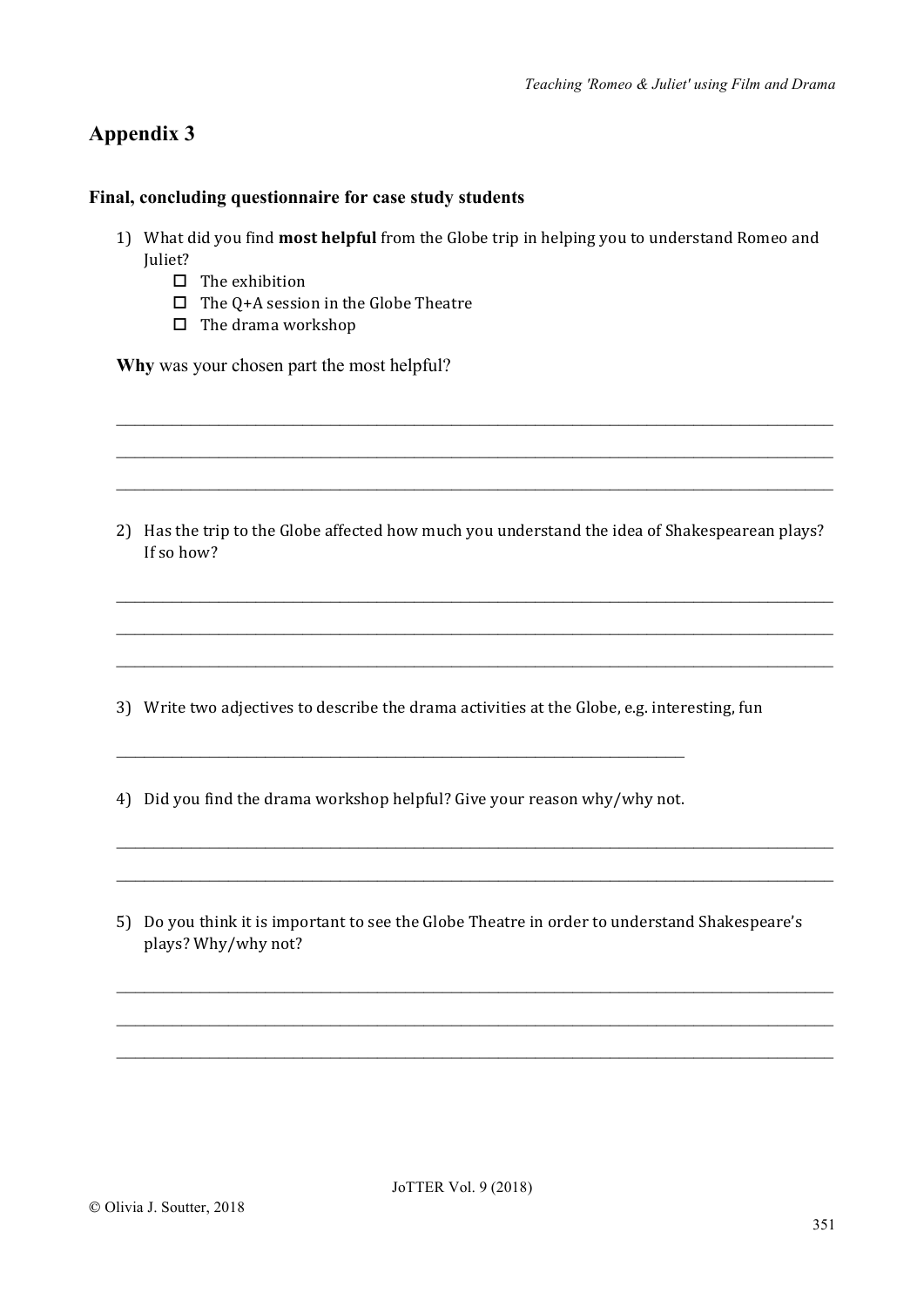## Appendix 3

### Final, concluding questionnaire for case study students

1) What did you find **most helpful** from the Globe trip in helping you to understand Romeo and Juliet?
   - ☐ The exhibition
   - ☐ The Q+A session in the Globe Theatre
   - ☐ The drama workshop

**Why** was your chosen part the most helpful?

___________________________________________________________________________

___________________________________________________________________________

___________________________________________________________________________

2) Has the trip to the Globe affected how much you understand the idea of Shakespearean plays? If so how?

___________________________________________________________________________

___________________________________________________________________________

___________________________________________________________________________

3) Write two adjectives to describe the drama activities at the Globe, e.g. interesting, fun

___________________________________________________________

4) Did you find the drama workshop helpful? Give your reason why/why not.

___________________________________________________________________________

___________________________________________________________________________

5) Do you think it is important to see the Globe Theatre in order to understand Shakespeare's plays? Why/why not?

___________________________________________________________________________

___________________________________________________________________________

___________________________________________________________________________

© Olivia J. Soutter, 2018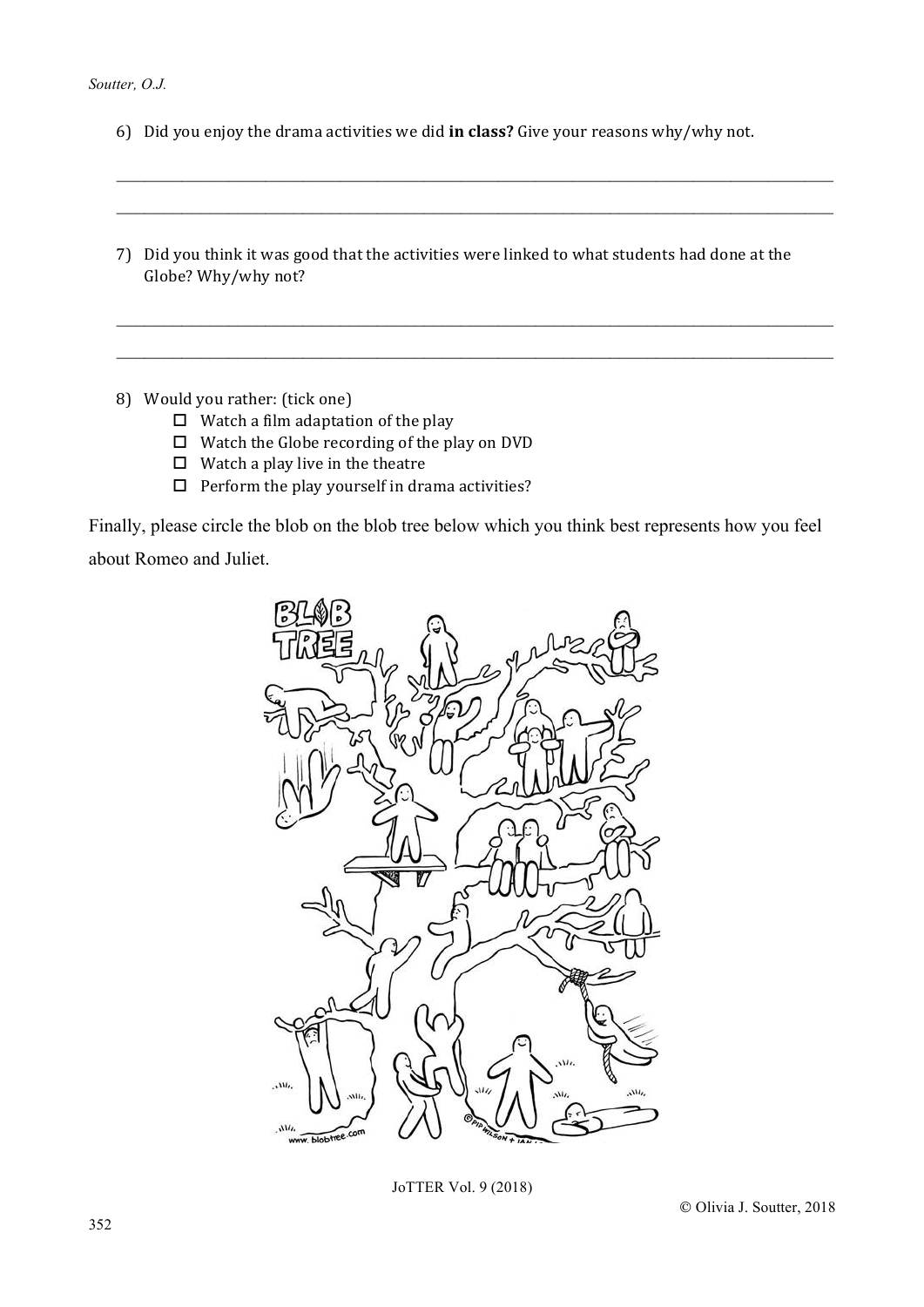6) Did you enjoy the drama activities we did **in class?** Give your reasons why/why not.

______________________________________________________________________________

______________________________________________________________________________

7) Did you think it was good that the activities were linked to what students had done at the Globe? Why/why not?

______________________________________________________________________________

______________________________________________________________________________

8) Would you rather: (tick one)
   - ☐ Watch a film adaptation of the play
   - ☐ Watch the Globe recording of the play on DVD
   - ☐ Watch a play live in the theatre
   - ☐ Perform the play yourself in drama activities?

Finally, please circle the blob on the blob tree below which you think best represents how you feel about Romeo and Juliet.